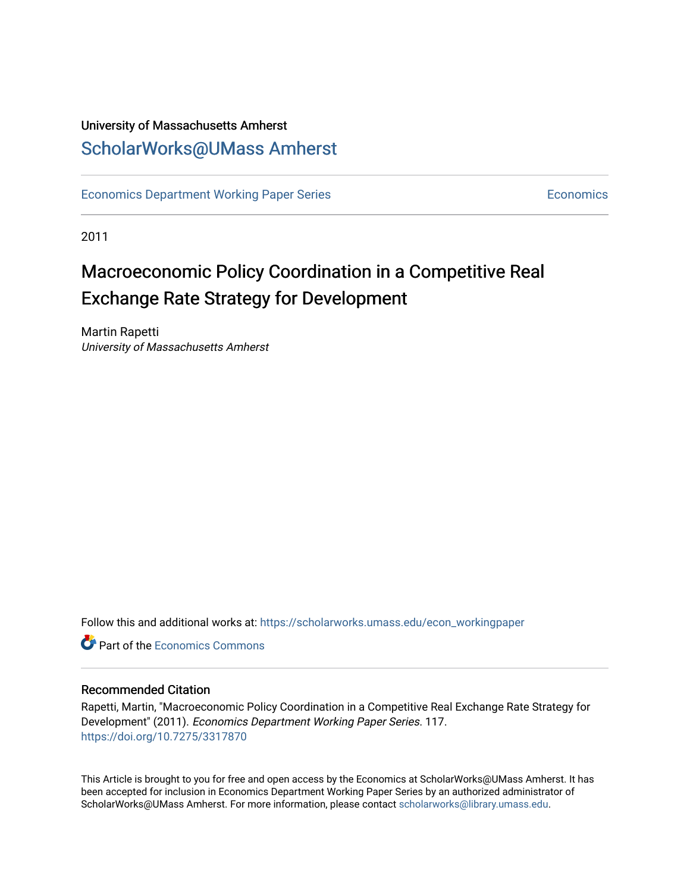University of Massachusetts Amherst

ScholarWorks@UMass Amherst

Economics Department Working Paper Series | Economics

2011

# Macroeconomic Policy Coordination in a Competitive Real Exchange Rate Strategy for Development

Martin Rapetti

*University of Massachusetts Amherst*

Follow this and additional works at: https://scholarworks.umass.edu/econ_workingpaper

Part of the Economics Commons

## Recommended Citation

Rapetti, Martin, "Macroeconomic Policy Coordination in a Competitive Real Exchange Rate Strategy for Development" (2011). *Economics Department Working Paper Series*. 117.
https://doi.org/10.7275/3317870

This Article is brought to you for free and open access by the Economics at ScholarWorks@UMass Amherst. It has been accepted for inclusion in Economics Department Working Paper Series by an authorized administrator of ScholarWorks@UMass Amherst. For more information, please contact scholarworks@library.umass.edu.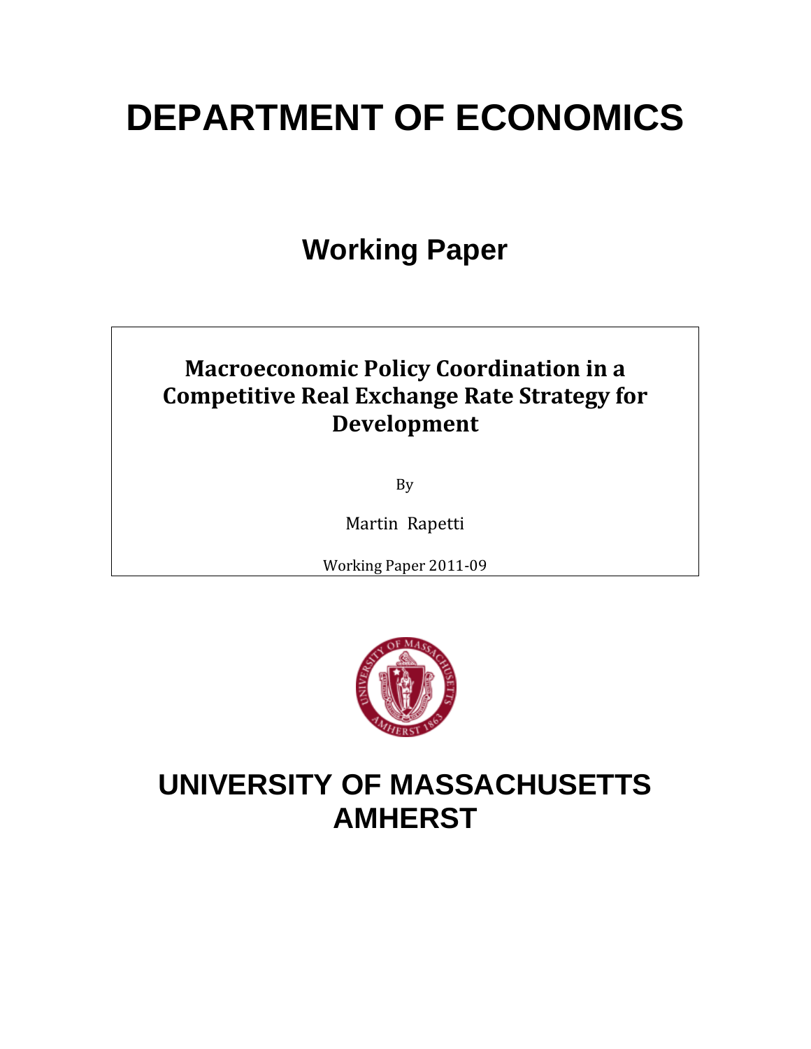# DEPARTMENT OF ECONOMICS

## Working Paper

**Macroeconomic Policy Coordination in a Competitive Real Exchange Rate Strategy for Development**

By

Martin Rapetti

Working Paper 2011-09

# UNIVERSITY OF MASSACHUSETTS AMHERST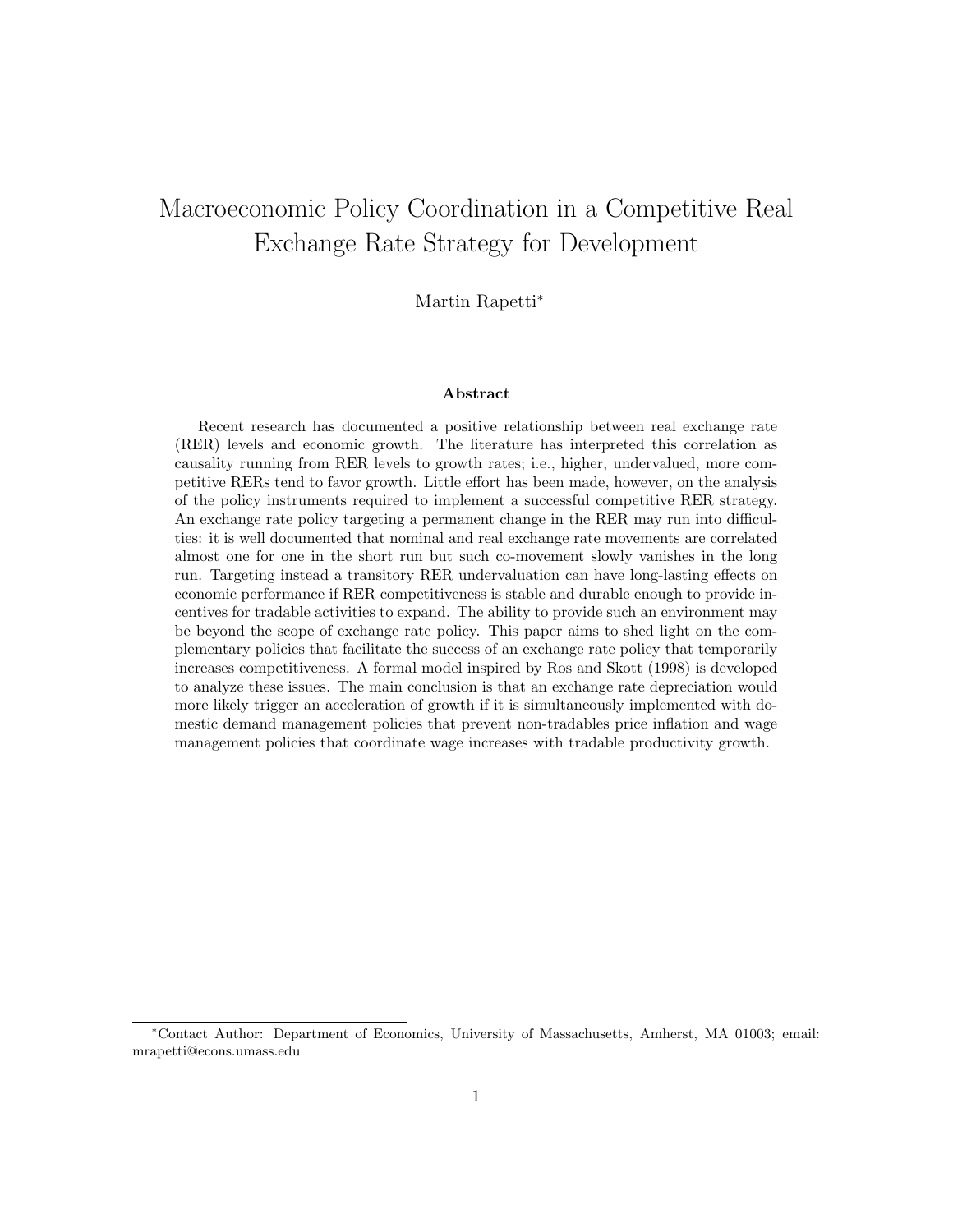# Macroeconomic Policy Coordination in a Competitive Real Exchange Rate Strategy for Development

Martin Rapetti[*]

### Abstract

Recent research has documented a positive relationship between real exchange rate (RER) levels and economic growth. The literature has interpreted this correlation as causality running from RER levels to growth rates; i.e., higher, undervalued, more competitive RERs tend to favor growth. Little effort has been made, however, on the analysis of the policy instruments required to implement a successful competitive RER strategy. An exchange rate policy targeting a permanent change in the RER may run into difficulties: it is well documented that nominal and real exchange rate movements are correlated almost one for one in the short run but such co-movement slowly vanishes in the long run. Targeting instead a transitory RER undervaluation can have long-lasting effects on economic performance if RER competitiveness is stable and durable enough to provide incentives for tradable activities to expand. The ability to provide such an environment may be beyond the scope of exchange rate policy. This paper aims to shed light on the complementary policies that facilitate the success of an exchange rate policy that temporarily increases competitiveness. A formal model inspired by Ros and Skott (1998) is developed to analyze these issues. The main conclusion is that an exchange rate depreciation would more likely trigger an acceleration of growth if it is simultaneously implemented with domestic demand management policies that prevent non-tradables price inflation and wage management policies that coordinate wage increases with tradable productivity growth.

[*]Contact Author: Department of Economics, University of Massachusetts, Amherst, MA 01003; email: mrapetti@econs.umass.edu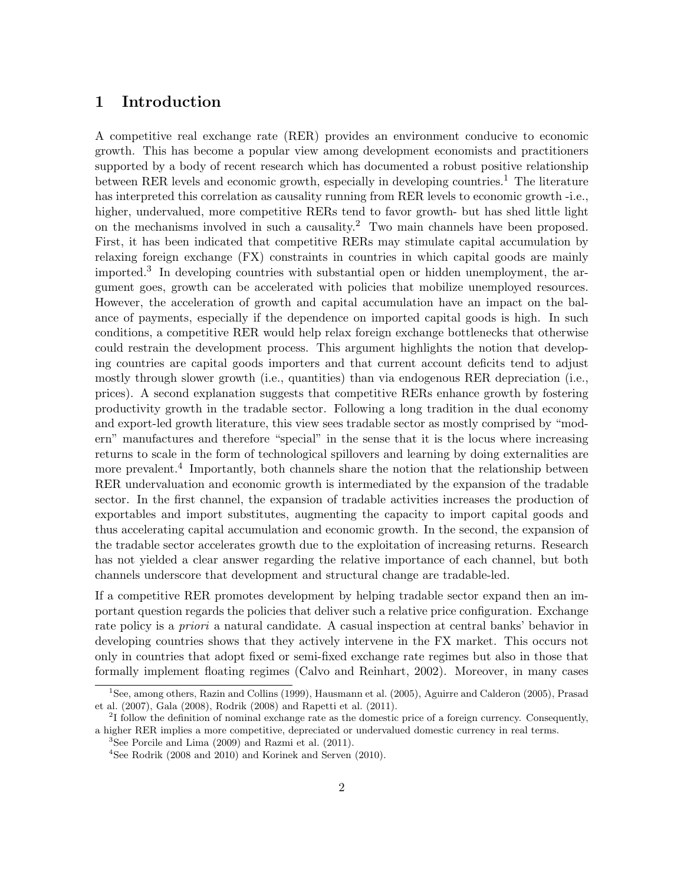## 1 Introduction

A competitive real exchange rate (RER) provides an environment conducive to economic growth. This has become a popular view among development economists and practitioners supported by a body of recent research which has documented a robust positive relationship between RER levels and economic growth, especially in developing countries.[1] The literature has interpreted this correlation as causality running from RER levels to economic growth -i.e., higher, undervalued, more competitive RERs tend to favor growth- but has shed little light on the mechanisms involved in such a causality.[2] Two main channels have been proposed. First, it has been indicated that competitive RERs may stimulate capital accumulation by relaxing foreign exchange (FX) constraints in countries in which capital goods are mainly imported.[3] In developing countries with substantial open or hidden unemployment, the argument goes, growth can be accelerated with policies that mobilize unemployed resources. However, the acceleration of growth and capital accumulation have an impact on the balance of payments, especially if the dependence on imported capital goods is high. In such conditions, a competitive RER would help relax foreign exchange bottlenecks that otherwise could restrain the development process. This argument highlights the notion that developing countries are capital goods importers and that current account deficits tend to adjust mostly through slower growth (i.e., quantities) than via endogenous RER depreciation (i.e., prices). A second explanation suggests that competitive RERs enhance growth by fostering productivity growth in the tradable sector. Following a long tradition in the dual economy and export-led growth literature, this view sees tradable sector as mostly comprised by "modern" manufactures and therefore "special" in the sense that it is the locus where increasing returns to scale in the form of technological spillovers and learning by doing externalities are more prevalent.[4] Importantly, both channels share the notion that the relationship between RER undervaluation and economic growth is intermediated by the expansion of the tradable sector. In the first channel, the expansion of tradable activities increases the production of exportables and import substitutes, augmenting the capacity to import capital goods and thus accelerating capital accumulation and economic growth. In the second, the expansion of the tradable sector accelerates growth due to the exploitation of increasing returns. Research has not yielded a clear answer regarding the relative importance of each channel, but both channels underscore that development and structural change are tradable-led.

If a competitive RER promotes development by helping tradable sector expand then an important question regards the policies that deliver such a relative price configuration. Exchange rate policy is *a priori* a natural candidate. A casual inspection at central banks' behavior in developing countries shows that they actively intervene in the FX market. This occurs not only in countries that adopt fixed or semi-fixed exchange rate regimes but also in those that formally implement floating regimes (Calvo and Reinhart, 2002). Moreover, in many cases

[1] See, among others, Razin and Collins (1999), Hausmann et al. (2005), Aguirre and Calderon (2005), Prasad et al. (2007), Gala (2008), Rodrik (2008) and Rapetti et al. (2011).

[2] I follow the definition of nominal exchange rate as the domestic price of a foreign currency. Consequently, a higher RER implies a more competitive, depreciated or undervalued domestic currency in real terms.

[3] See Porcile and Lima (2009) and Razmi et al. (2011).

[4] See Rodrik (2008 and 2010) and Korinek and Serven (2010).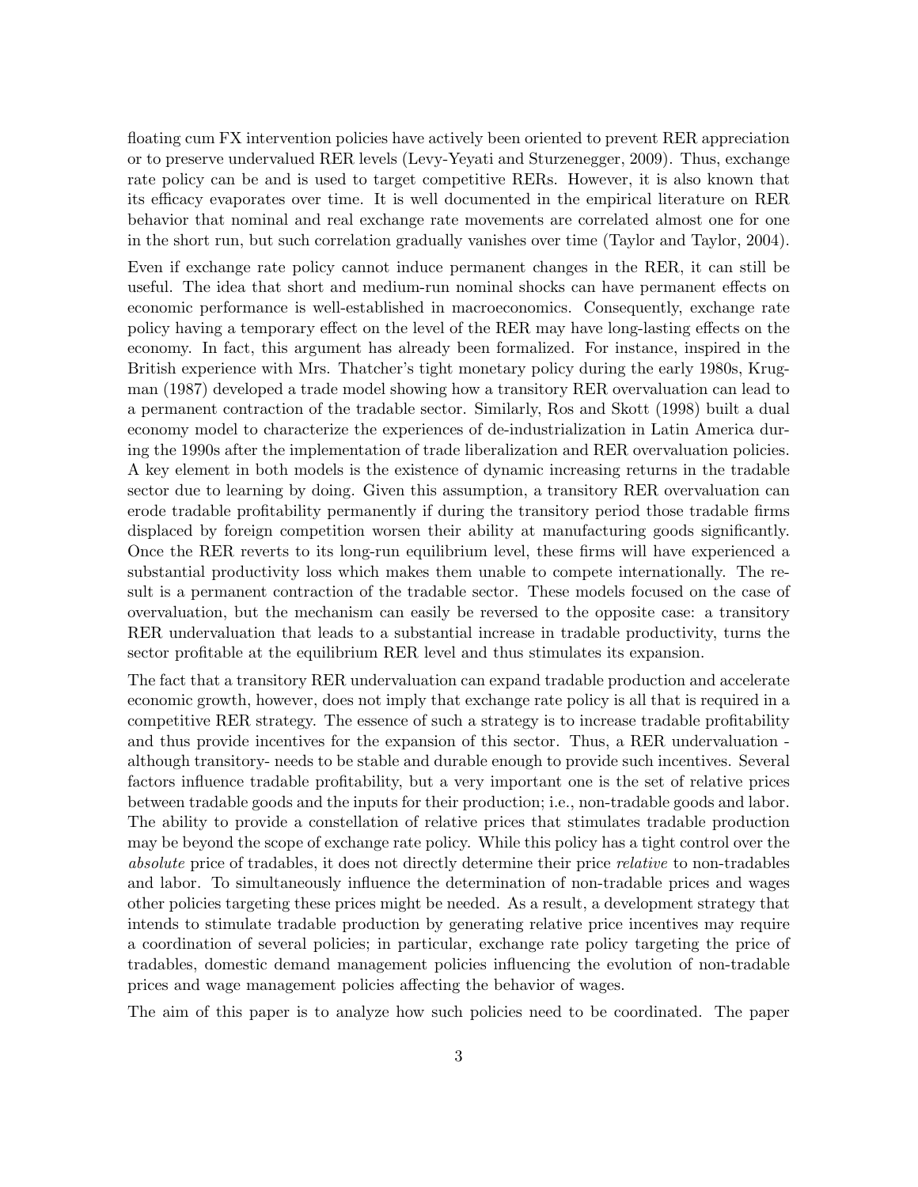floating cum FX intervention policies have actively been oriented to prevent RER appreciation or to preserve undervalued RER levels (Levy-Yeyati and Sturzenegger, 2009). Thus, exchange rate policy can be and is used to target competitive RERs. However, it is also known that its efficacy evaporates over time. It is well documented in the empirical literature on RER behavior that nominal and real exchange rate movements are correlated almost one for one in the short run, but such correlation gradually vanishes over time (Taylor and Taylor, 2004).

Even if exchange rate policy cannot induce permanent changes in the RER, it can still be useful. The idea that short and medium-run nominal shocks can have permanent effects on economic performance is well-established in macroeconomics. Consequently, exchange rate policy having a temporary effect on the level of the RER may have long-lasting effects on the economy. In fact, this argument has already been formalized. For instance, inspired in the British experience with Mrs. Thatcher's tight monetary policy during the early 1980s, Krugman (1987) developed a trade model showing how a transitory RER overvaluation can lead to a permanent contraction of the tradable sector. Similarly, Ros and Skott (1998) built a dual economy model to characterize the experiences of de-industrialization in Latin America during the 1990s after the implementation of trade liberalization and RER overvaluation policies. A key element in both models is the existence of dynamic increasing returns in the tradable sector due to learning by doing. Given this assumption, a transitory RER overvaluation can erode tradable profitability permanently if during the transitory period those tradable firms displaced by foreign competition worsen their ability at manufacturing goods significantly. Once the RER reverts to its long-run equilibrium level, these firms will have experienced a substantial productivity loss which makes them unable to compete internationally. The result is a permanent contraction of the tradable sector. These models focused on the case of overvaluation, but the mechanism can easily be reversed to the opposite case: a transitory RER undervaluation that leads to a substantial increase in tradable productivity, turns the sector profitable at the equilibrium RER level and thus stimulates its expansion.

The fact that a transitory RER undervaluation can expand tradable production and accelerate economic growth, however, does not imply that exchange rate policy is all that is required in a competitive RER strategy. The essence of such a strategy is to increase tradable profitability and thus provide incentives for the expansion of this sector. Thus, a RER undervaluation - although transitory- needs to be stable and durable enough to provide such incentives. Several factors influence tradable profitability, but a very important one is the set of relative prices between tradable goods and the inputs for their production; i.e., non-tradable goods and labor. The ability to provide a constellation of relative prices that stimulates tradable production may be beyond the scope of exchange rate policy. While this policy has a tight control over the *absolute* price of tradables, it does not directly determine their price *relative* to non-tradables and labor. To simultaneously influence the determination of non-tradable prices and wages other policies targeting these prices might be needed. As a result, a development strategy that intends to stimulate tradable production by generating relative price incentives may require a coordination of several policies; in particular, exchange rate policy targeting the price of tradables, domestic demand management policies influencing the evolution of non-tradable prices and wage management policies affecting the behavior of wages.

The aim of this paper is to analyze how such policies need to be coordinated. The paper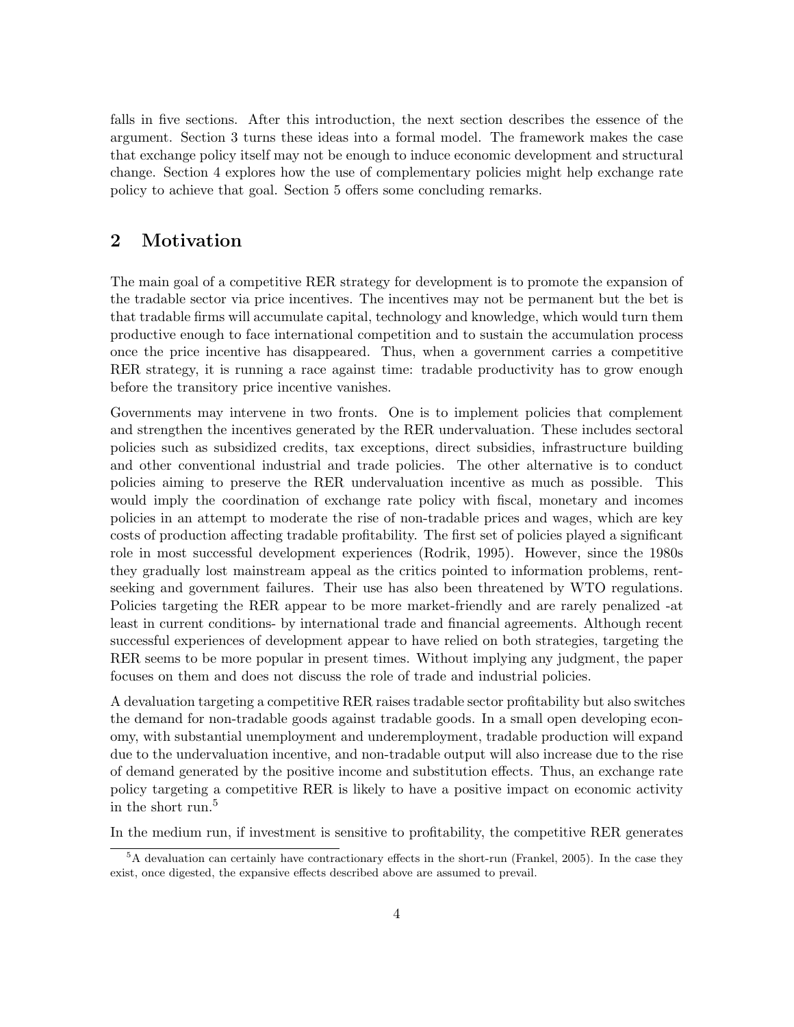falls in five sections. After this introduction, the next section describes the essence of the argument. Section 3 turns these ideas into a formal model. The framework makes the case that exchange policy itself may not be enough to induce economic development and structural change. Section 4 explores how the use of complementary policies might help exchange rate policy to achieve that goal. Section 5 offers some concluding remarks.

## 2 Motivation

The main goal of a competitive RER strategy for development is to promote the expansion of the tradable sector via price incentives. The incentives may not be permanent but the bet is that tradable firms will accumulate capital, technology and knowledge, which would turn them productive enough to face international competition and to sustain the accumulation process once the price incentive has disappeared. Thus, when a government carries a competitive RER strategy, it is running a race against time: tradable productivity has to grow enough before the transitory price incentive vanishes.

Governments may intervene in two fronts. One is to implement policies that complement and strengthen the incentives generated by the RER undervaluation. These includes sectoral policies such as subsidized credits, tax exceptions, direct subsidies, infrastructure building and other conventional industrial and trade policies. The other alternative is to conduct policies aiming to preserve the RER undervaluation incentive as much as possible. This would imply the coordination of exchange rate policy with fiscal, monetary and incomes policies in an attempt to moderate the rise of non-tradable prices and wages, which are key costs of production affecting tradable profitability. The first set of policies played a significant role in most successful development experiences (Rodrik, 1995). However, since the 1980s they gradually lost mainstream appeal as the critics pointed to information problems, rent-seeking and government failures. Their use has also been threatened by WTO regulations. Policies targeting the RER appear to be more market-friendly and are rarely penalized -at least in current conditions- by international trade and financial agreements. Although recent successful experiences of development appear to have relied on both strategies, targeting the RER seems to be more popular in present times. Without implying any judgment, the paper focuses on them and does not discuss the role of trade and industrial policies.

A devaluation targeting a competitive RER raises tradable sector profitability but also switches the demand for non-tradable goods against tradable goods. In a small open developing economy, with substantial unemployment and underemployment, tradable production will expand due to the undervaluation incentive, and non-tradable output will also increase due to the rise of demand generated by the positive income and substitution effects. Thus, an exchange rate policy targeting a competitive RER is likely to have a positive impact on economic activity in the short run.[5]

In the medium run, if investment is sensitive to profitability, the competitive RER generates

[5] A devaluation can certainly have contractionary effects in the short-run (Frankel, 2005). In the case they exist, once digested, the expansive effects described above are assumed to prevail.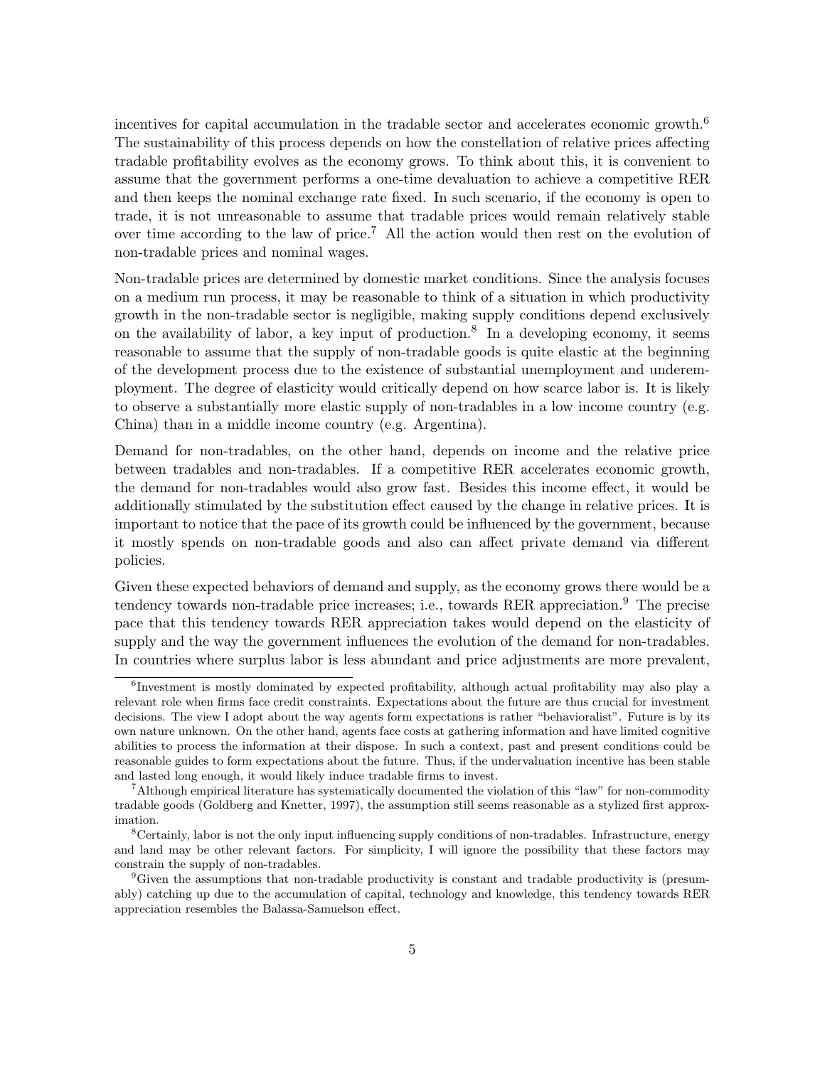incentives for capital accumulation in the tradable sector and accelerates economic growth.[6] The sustainability of this process depends on how the constellation of relative prices affecting tradable profitability evolves as the economy grows. To think about this, it is convenient to assume that the government performs a one-time devaluation to achieve a competitive RER and then keeps the nominal exchange rate fixed. In such scenario, if the economy is open to trade, it is not unreasonable to assume that tradable prices would remain relatively stable over time according to the law of price.[7] All the action would then rest on the evolution of non-tradable prices and nominal wages.

Non-tradable prices are determined by domestic market conditions. Since the analysis focuses on a medium run process, it may be reasonable to think of a situation in which productivity growth in the non-tradable sector is negligible, making supply conditions depend exclusively on the availability of labor, a key input of production.[8] In a developing economy, it seems reasonable to assume that the supply of non-tradable goods is quite elastic at the beginning of the development process due to the existence of substantial unemployment and underemployment. The degree of elasticity would critically depend on how scarce labor is. It is likely to observe a substantially more elastic supply of non-tradables in a low income country (e.g. China) than in a middle income country (e.g. Argentina).

Demand for non-tradables, on the other hand, depends on income and the relative price between tradables and non-tradables. If a competitive RER accelerates economic growth, the demand for non-tradables would also grow fast. Besides this income effect, it would be additionally stimulated by the substitution effect caused by the change in relative prices. It is important to notice that the pace of its growth could be influenced by the government, because it mostly spends on non-tradable goods and also can affect private demand via different policies.

Given these expected behaviors of demand and supply, as the economy grows there would be a tendency towards non-tradable price increases; i.e., towards RER appreciation.[9] The precise pace that this tendency towards RER appreciation takes would depend on the elasticity of supply and the way the government influences the evolution of the demand for non-tradables. In countries where surplus labor is less abundant and price adjustments are more prevalent,

[6] Investment is mostly dominated by expected profitability, although actual profitability may also play a relevant role when firms face credit constraints. Expectations about the future are thus crucial for investment decisions. The view I adopt about the way agents form expectations is rather "behavioralist". Future is by its own nature unknown. On the other hand, agents face costs at gathering information and have limited cognitive abilities to process the information at their dispose. In such a context, past and present conditions could be reasonable guides to form expectations about the future. Thus, if the undervaluation incentive has been stable and lasted long enough, it would likely induce tradable firms to invest.

[7] Although empirical literature has systematically documented the violation of this "law" for non-commodity tradable goods (Goldberg and Knetter, 1997), the assumption still seems reasonable as a stylized first approximation.

[8] Certainly, labor is not the only input influencing supply conditions of non-tradables. Infrastructure, energy and land may be other relevant factors. For simplicity, I will ignore the possibility that these factors may constrain the supply of non-tradables.

[9] Given the assumptions that non-tradable productivity is constant and tradable productivity is (presumably) catching up due to the accumulation of capital, technology and knowledge, this tendency towards RER appreciation resembles the Balassa-Samuelson effect.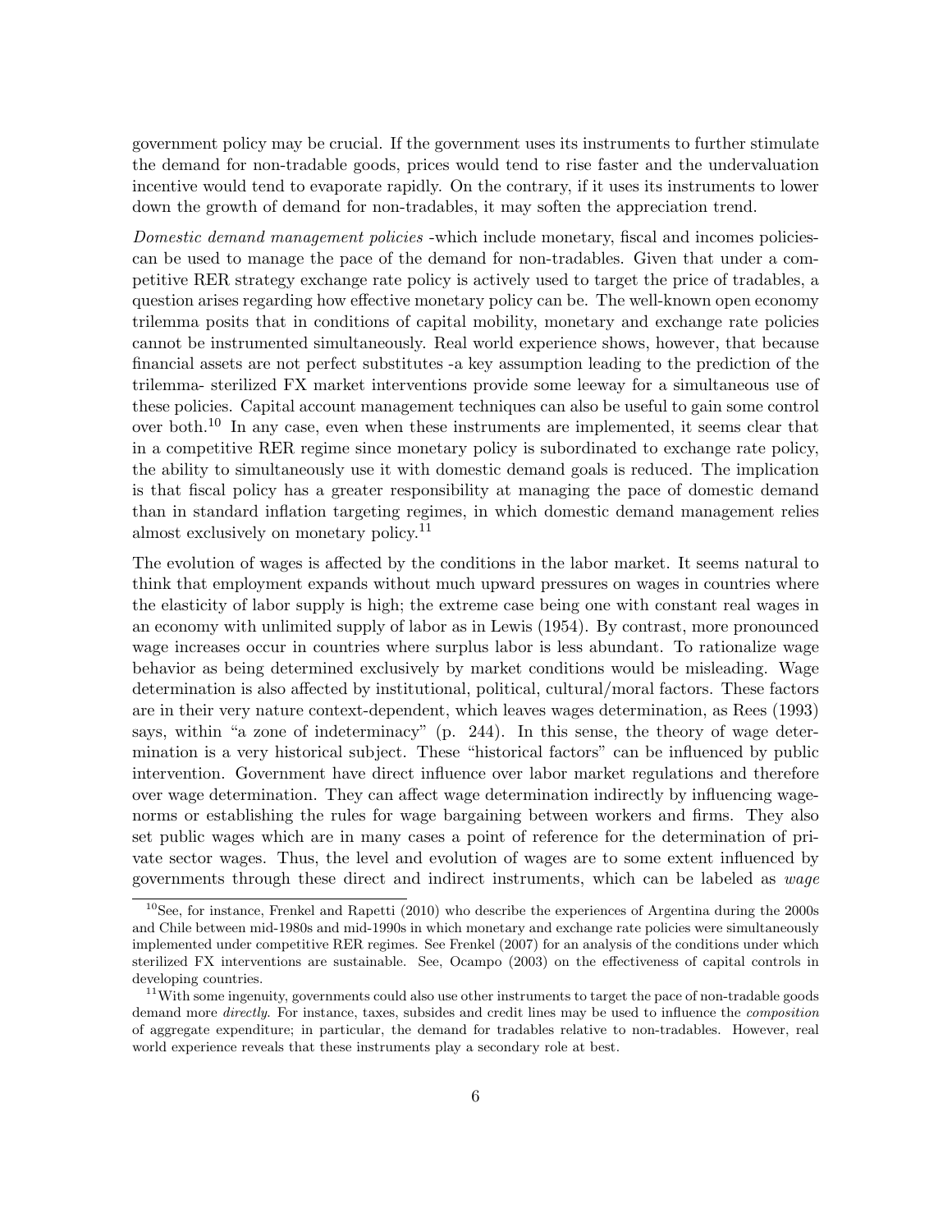government policy may be crucial. If the government uses its instruments to further stimulate the demand for non-tradable goods, prices would tend to rise faster and the undervaluation incentive would tend to evaporate rapidly. On the contrary, if it uses its instruments to lower down the growth of demand for non-tradables, it may soften the appreciation trend.

*Domestic demand management policies* -which include monetary, fiscal and incomes policies-can be used to manage the pace of the demand for non-tradables. Given that under a competitive RER strategy exchange rate policy is actively used to target the price of tradables, a question arises regarding how effective monetary policy can be. The well-known open economy trilemma posits that in conditions of capital mobility, monetary and exchange rate policies cannot be instrumented simultaneously. Real world experience shows, however, that because financial assets are not perfect substitutes -a key assumption leading to the prediction of the trilemma- sterilized FX market interventions provide some leeway for a simultaneous use of these policies. Capital account management techniques can also be useful to gain some control over both.[10] In any case, even when these instruments are implemented, it seems clear that in a competitive RER regime since monetary policy is subordinated to exchange rate policy, the ability to simultaneously use it with domestic demand goals is reduced. The implication is that fiscal policy has a greater responsibility at managing the pace of domestic demand than in standard inflation targeting regimes, in which domestic demand management relies almost exclusively on monetary policy.[11]

The evolution of wages is affected by the conditions in the labor market. It seems natural to think that employment expands without much upward pressures on wages in countries where the elasticity of labor supply is high; the extreme case being one with constant real wages in an economy with unlimited supply of labor as in Lewis (1954). By contrast, more pronounced wage increases occur in countries where surplus labor is less abundant. To rationalize wage behavior as being determined exclusively by market conditions would be misleading. Wage determination is also affected by institutional, political, cultural/moral factors. These factors are in their very nature context-dependent, which leaves wages determination, as Rees (1993) says, within "a zone of indeterminacy" (p. 244). In this sense, the theory of wage determination is a very historical subject. These "historical factors" can be influenced by public intervention. Government have direct influence over labor market regulations and therefore over wage determination. They can affect wage determination indirectly by influencing wage-norms or establishing the rules for wage bargaining between workers and firms. They also set public wages which are in many cases a point of reference for the determination of private sector wages. Thus, the level and evolution of wages are to some extent influenced by governments through these direct and indirect instruments, which can be labeled as *wage*

---

[10] See, for instance, Frenkel and Rapetti (2010) who describe the experiences of Argentina during the 2000s and Chile between mid-1980s and mid-1990s in which monetary and exchange rate policies were simultaneously implemented under competitive RER regimes. See Frenkel (2007) for an analysis of the conditions under which sterilized FX interventions are sustainable. See, Ocampo (2003) on the effectiveness of capital controls in developing countries.

[11] With some ingenuity, governments could also use other instruments to target the pace of non-tradable goods demand more *directly*. For instance, taxes, subsides and credit lines may be used to influence the *composition* of aggregate expenditure; in particular, the demand for tradables relative to non-tradables. However, real world experience reveals that these instruments play a secondary role at best.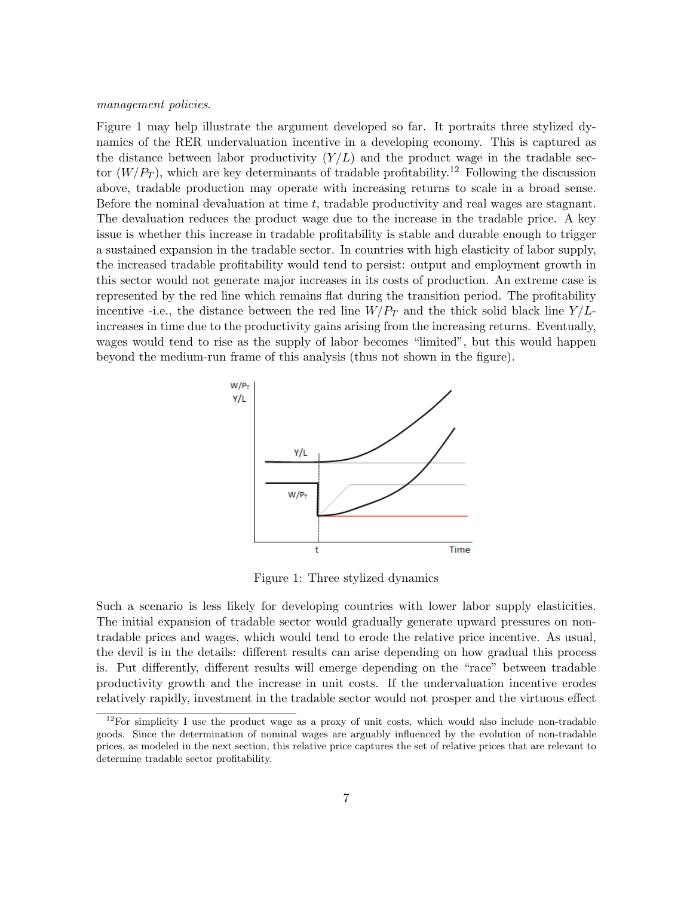*management policies*.

Figure 1 may help illustrate the argument developed so far. It portraits three stylized dynamics of the RER undervaluation incentive in a developing economy. This is captured as the distance between labor productivity ($Y/L$) and the product wage in the tradable sector ($W/P_T$), which are key determinants of tradable profitability.[12] Following the discussion above, tradable production may operate with increasing returns to scale in a broad sense. Before the nominal devaluation at time $t$, tradable productivity and real wages are stagnant. The devaluation reduces the product wage due to the increase in the tradable price. A key issue is whether this increase in tradable profitability is stable and durable enough to trigger a sustained expansion in the tradable sector. In countries with high elasticity of labor supply, the increased tradable profitability would tend to persist: output and employment growth in this sector would not generate major increases in its costs of production. An extreme case is represented by the red line which remains flat during the transition period. The profitability incentive -i.e., the distance between the red line $W/P_T$ and the thick solid black line $Y/L$- increases in time due to the productivity gains arising from the increasing returns. Eventually, wages would tend to rise as the supply of labor becomes "limited", but this would happen beyond the medium-run frame of this analysis (thus not shown in the figure).

Figure 1: Three stylized dynamics

Such a scenario is less likely for developing countries with lower labor supply elasticities. The initial expansion of tradable sector would gradually generate upward pressures on non-tradable prices and wages, which would tend to erode the relative price incentive. As usual, the devil is in the details: different results can arise depending on how gradual this process is. Put differently, different results will emerge depending on the "race" between tradable productivity growth and the increase in unit costs. If the undervaluation incentive erodes relatively rapidly, investment in the tradable sector would not prosper and the virtuous effect

[12] For simplicity I use the product wage as a proxy of unit costs, which would also include non-tradable goods. Since the determination of nominal wages are arguably influenced by the evolution of non-tradable prices, as modeled in the next section, this relative price captures the set of relative prices that are relevant to determine tradable sector profitability.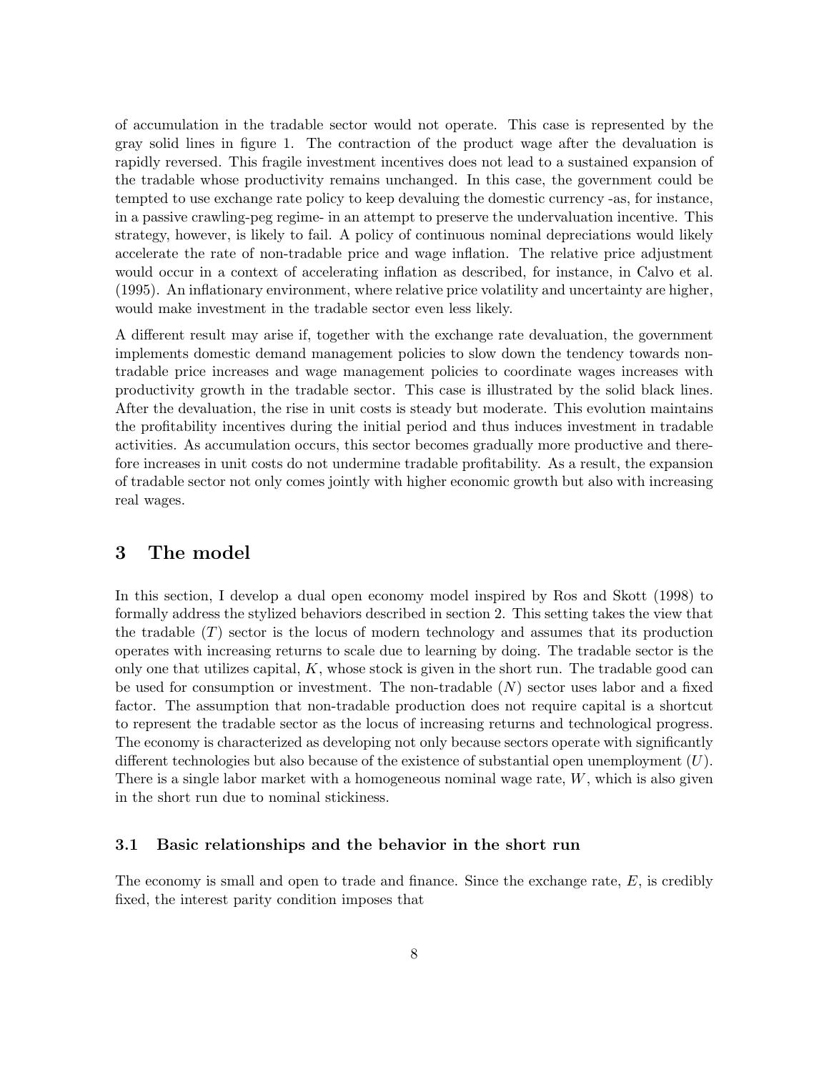of accumulation in the tradable sector would not operate. This case is represented by the gray solid lines in figure 1. The contraction of the product wage after the devaluation is rapidly reversed. This fragile investment incentives does not lead to a sustained expansion of the tradable whose productivity remains unchanged. In this case, the government could be tempted to use exchange rate policy to keep devaluing the domestic currency -as, for instance, in a passive crawling-peg regime- in an attempt to preserve the undervaluation incentive. This strategy, however, is likely to fail. A policy of continuous nominal depreciations would likely accelerate the rate of non-tradable price and wage inflation. The relative price adjustment would occur in a context of accelerating inflation as described, for instance, in Calvo et al. (1995). An inflationary environment, where relative price volatility and uncertainty are higher, would make investment in the tradable sector even less likely.

A different result may arise if, together with the exchange rate devaluation, the government implements domestic demand management policies to slow down the tendency towards non-tradable price increases and wage management policies to coordinate wages increases with productivity growth in the tradable sector. This case is illustrated by the solid black lines. After the devaluation, the rise in unit costs is steady but moderate. This evolution maintains the profitability incentives during the initial period and thus induces investment in tradable activities. As accumulation occurs, this sector becomes gradually more productive and therefore increases in unit costs do not undermine tradable profitability. As a result, the expansion of tradable sector not only comes jointly with higher economic growth but also with increasing real wages.

## 3 The model

In this section, I develop a dual open economy model inspired by Ros and Skott (1998) to formally address the stylized behaviors described in section 2. This setting takes the view that the tradable ($T$) sector is the locus of modern technology and assumes that its production operates with increasing returns to scale due to learning by doing. The tradable sector is the only one that utilizes capital, $K$, whose stock is given in the short run. The tradable good can be used for consumption or investment. The non-tradable ($N$) sector uses labor and a fixed factor. The assumption that non-tradable production does not require capital is a shortcut to represent the tradable sector as the locus of increasing returns and technological progress. The economy is characterized as developing not only because sectors operate with significantly different technologies but also because of the existence of substantial open unemployment ($U$). There is a single labor market with a homogeneous nominal wage rate, $W$, which is also given in the short run due to nominal stickiness.

### 3.1 Basic relationships and the behavior in the short run

The economy is small and open to trade and finance. Since the exchange rate, $E$, is credibly fixed, the interest parity condition imposes that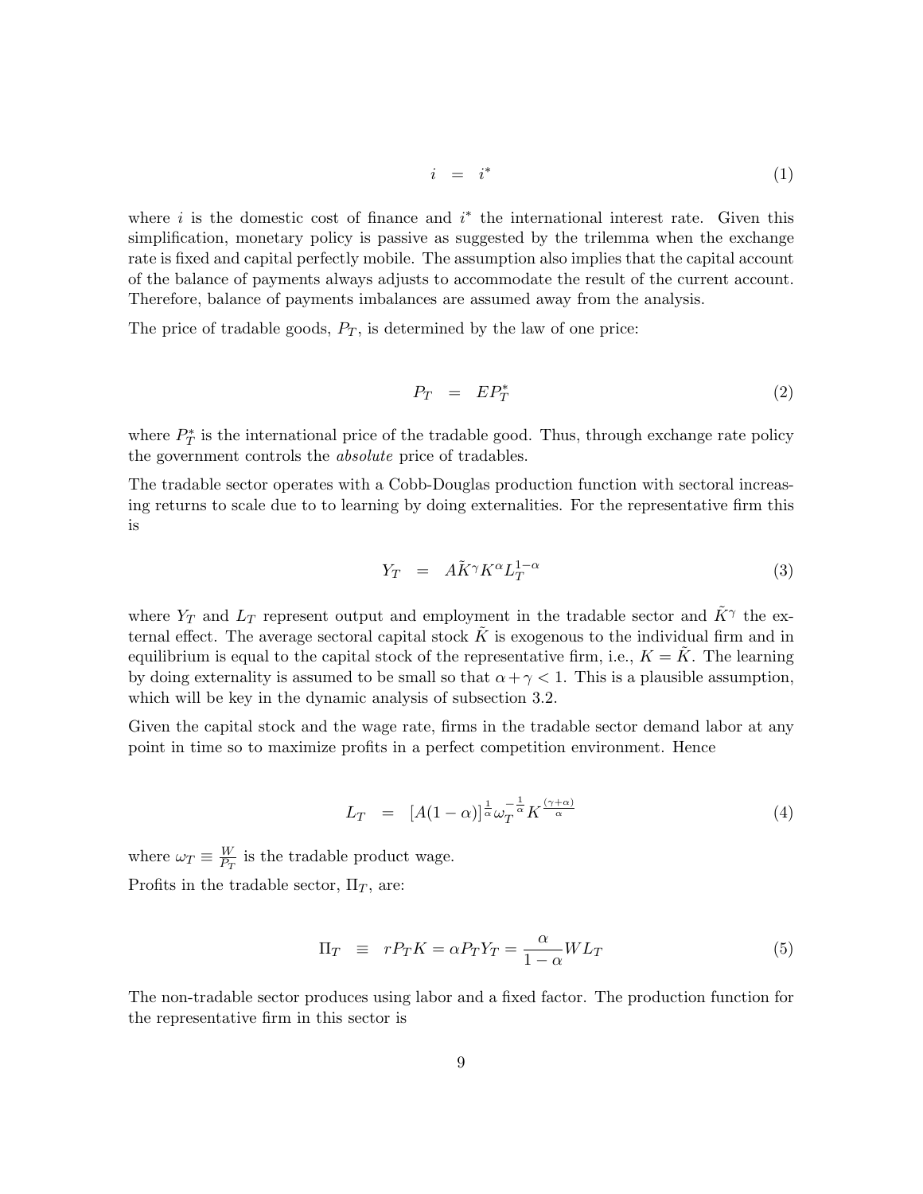$$i \quad = \quad i^* \tag{1}$$

where $i$ is the domestic cost of finance and $i^*$ the international interest rate. Given this simplification, monetary policy is passive as suggested by the trilemma when the exchange rate is fixed and capital perfectly mobile. The assumption also implies that the capital account of the balance of payments always adjusts to accommodate the result of the current account. Therefore, balance of payments imbalances are assumed away from the analysis.

The price of tradable goods, $P_T$, is determined by the law of one price:

$$P_T \quad = \quad EP_T^* \tag{2}$$

where $P_T^*$ is the international price of the tradable good. Thus, through exchange rate policy the government controls the *absolute* price of tradables.

The tradable sector operates with a Cobb-Douglas production function with sectoral increasing returns to scale due to to learning by doing externalities. For the representative firm this is

$$Y_T \quad = \quad A\tilde{K}^{\gamma} K^{\alpha} L_T^{1-\alpha} \tag{3}$$

where $Y_T$ and $L_T$ represent output and employment in the tradable sector and $\tilde{K}^{\gamma}$ the external effect. The average sectoral capital stock $\tilde{K}$ is exogenous to the individual firm and in equilibrium is equal to the capital stock of the representative firm, i.e., $K = \tilde{K}$. The learning by doing externality is assumed to be small so that $\alpha + \gamma < 1$. This is a plausible assumption, which will be key in the dynamic analysis of subsection 3.2.

Given the capital stock and the wage rate, firms in the tradable sector demand labor at any point in time so to maximize profits in a perfect competition environment. Hence

$$L_T \quad = \quad [A(1-\alpha)]^{\frac{1}{\alpha}} \omega_T^{-\frac{1}{\alpha}} K^{\frac{(\gamma+\alpha)}{\alpha}} \tag{4}$$

where $\omega_T \equiv \frac{W}{P_T}$ is the tradable product wage.

Profits in the tradable sector, $\Pi_T$, are:

$$\Pi_T \quad \equiv \quad rP_T K = \alpha P_T Y_T = \frac{\alpha}{1-\alpha} W L_T \tag{5}$$

The non-tradable sector produces using labor and a fixed factor. The production function for the representative firm in this sector is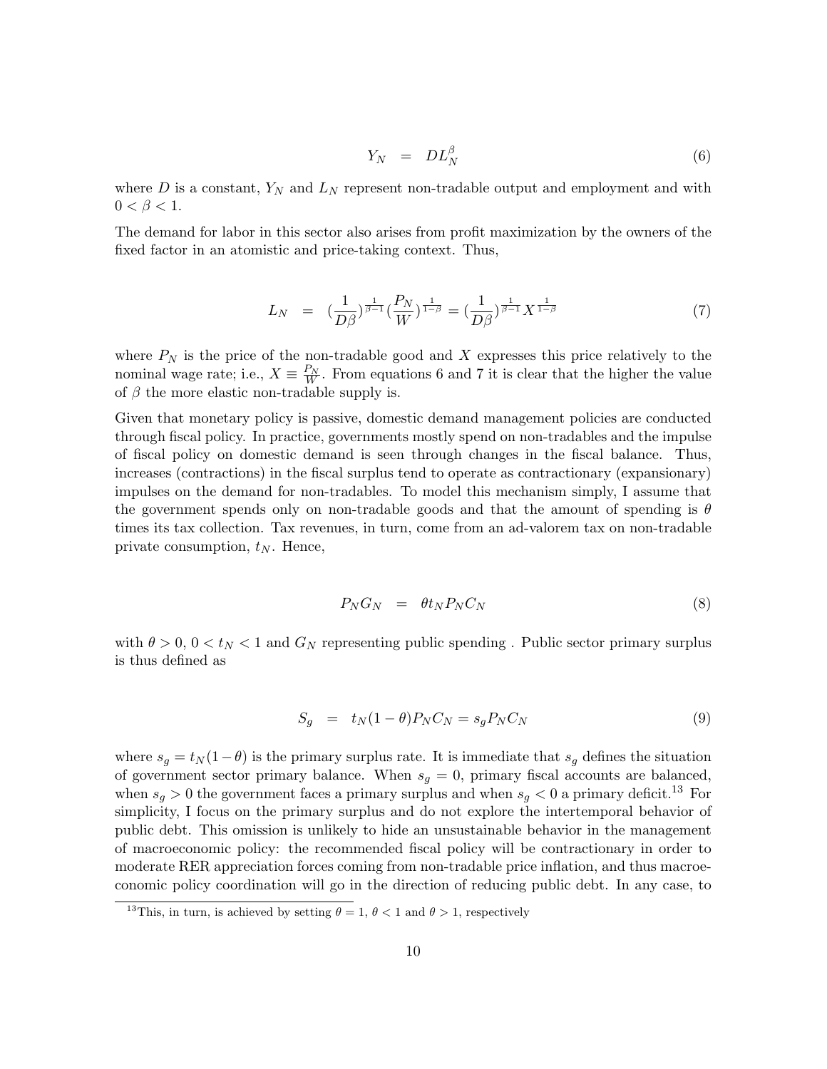$$Y_N = DL_N^{\beta} \tag{6}$$

where $D$ is a constant, $Y_N$ and $L_N$ represent non-tradable output and employment and with $0 < \beta < 1$.

The demand for labor in this sector also arises from profit maximization by the owners of the fixed factor in an atomistic and price-taking context. Thus,

$$L_N = (\frac{1}{D\beta})^{\frac{1}{\beta-1}}(\frac{P_N}{W})^{\frac{1}{1-\beta}} = (\frac{1}{D\beta})^{\frac{1}{\beta-1}}X^{\frac{1}{1-\beta}} \tag{7}$$

where $P_N$ is the price of the non-tradable good and $X$ expresses this price relatively to the nominal wage rate; i.e., $X \equiv \frac{P_N}{W}$. From equations 6 and 7 it is clear that the higher the value of $\beta$ the more elastic non-tradable supply is.

Given that monetary policy is passive, domestic demand management policies are conducted through fiscal policy. In practice, governments mostly spend on non-tradables and the impulse of fiscal policy on domestic demand is seen through changes in the fiscal balance. Thus, increases (contractions) in the fiscal surplus tend to operate as contractionary (expansionary) impulses on the demand for non-tradables. To model this mechanism simply, I assume that the government spends only on non-tradable goods and that the amount of spending is $\theta$ times its tax collection. Tax revenues, in turn, come from an ad-valorem tax on non-tradable private consumption, $t_N$. Hence,

$$P_N G_N = \theta t_N P_N C_N \tag{8}$$

with $\theta > 0$, $0 < t_N < 1$ and $G_N$ representing public spending . Public sector primary surplus is thus defined as

$$S_g = t_N(1-\theta)P_N C_N = s_g P_N C_N \tag{9}$$

where $s_g = t_N(1-\theta)$ is the primary surplus rate. It is immediate that $s_g$ defines the situation of government sector primary balance. When $s_g = 0$, primary fiscal accounts are balanced, when $s_g > 0$ the government faces a primary surplus and when $s_g < 0$ a primary deficit.[13] For simplicity, I focus on the primary surplus and do not explore the intertemporal behavior of public debt. This omission is unlikely to hide an unsustainable behavior in the management of macroeconomic policy: the recommended fiscal policy will be contractionary in order to moderate RER appreciation forces coming from non-tradable price inflation, and thus macroeconomic policy coordination will go in the direction of reducing public debt. In any case, to

[13] This, in turn, is achieved by setting $\theta = 1$, $\theta < 1$ and $\theta > 1$, respectively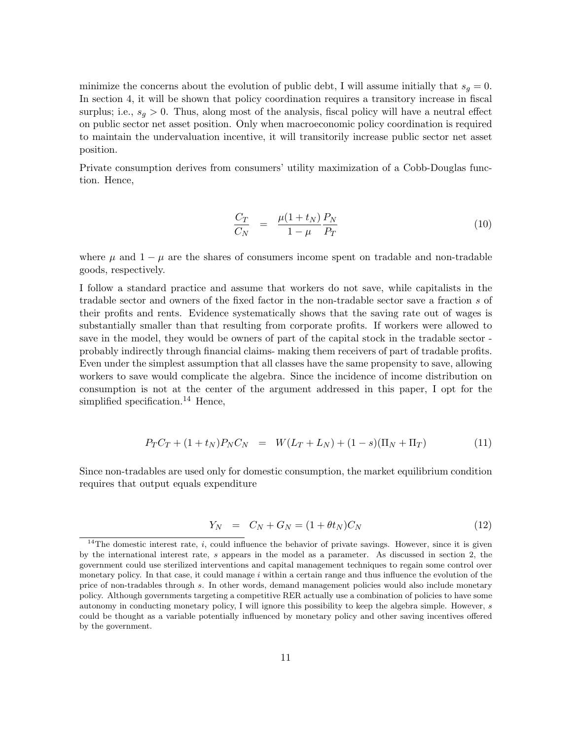minimize the concerns about the evolution of public debt, I will assume initially that $s_g = 0$. In section 4, it will be shown that policy coordination requires a transitory increase in fiscal surplus; i.e., $s_g > 0$. Thus, along most of the analysis, fiscal policy will have a neutral effect on public sector net asset position. Only when macroeconomic policy coordination is required to maintain the undervaluation incentive, it will transitorily increase public sector net asset position.

Private consumption derives from consumers' utility maximization of a Cobb-Douglas function. Hence,

$$\frac{C_T}{C_N} = \frac{\mu(1+t_N)}{1-\mu}\frac{P_N}{P_T} \tag{10}$$

where $\mu$ and $1-\mu$ are the shares of consumers income spent on tradable and non-tradable goods, respectively.

I follow a standard practice and assume that workers do not save, while capitalists in the tradable sector and owners of the fixed factor in the non-tradable sector save a fraction $s$ of their profits and rents. Evidence systematically shows that the saving rate out of wages is substantially smaller than that resulting from corporate profits. If workers were allowed to save in the model, they would be owners of part of the capital stock in the tradable sector - probably indirectly through financial claims- making them receivers of part of tradable profits. Even under the simplest assumption that all classes have the same propensity to save, allowing workers to save would complicate the algebra. Since the incidence of income distribution on consumption is not at the center of the argument addressed in this paper, I opt for the simplified specification.[14] Hence,

$$P_T C_T + (1+t_N)P_N C_N = W(L_T + L_N) + (1-s)(\Pi_N + \Pi_T) \tag{11}$$

Since non-tradables are used only for domestic consumption, the market equilibrium condition requires that output equals expenditure

$$Y_N = C_N + G_N = (1+\theta t_N)C_N \tag{12}$$

[14] The domestic interest rate, $i$, could influence the behavior of private savings. However, since it is given by the international interest rate, $s$ appears in the model as a parameter. As discussed in section 2, the government could use sterilized interventions and capital management techniques to regain some control over monetary policy. In that case, it could manage $i$ within a certain range and thus influence the evolution of the price of non-tradables through $s$. In other words, demand management policies would also include monetary policy. Although governments targeting a competitive RER actually use a combination of policies to have some autonomy in conducting monetary policy, I will ignore this possibility to keep the algebra simple. However, $s$ could be thought as a variable potentially influenced by monetary policy and other saving incentives offered by the government.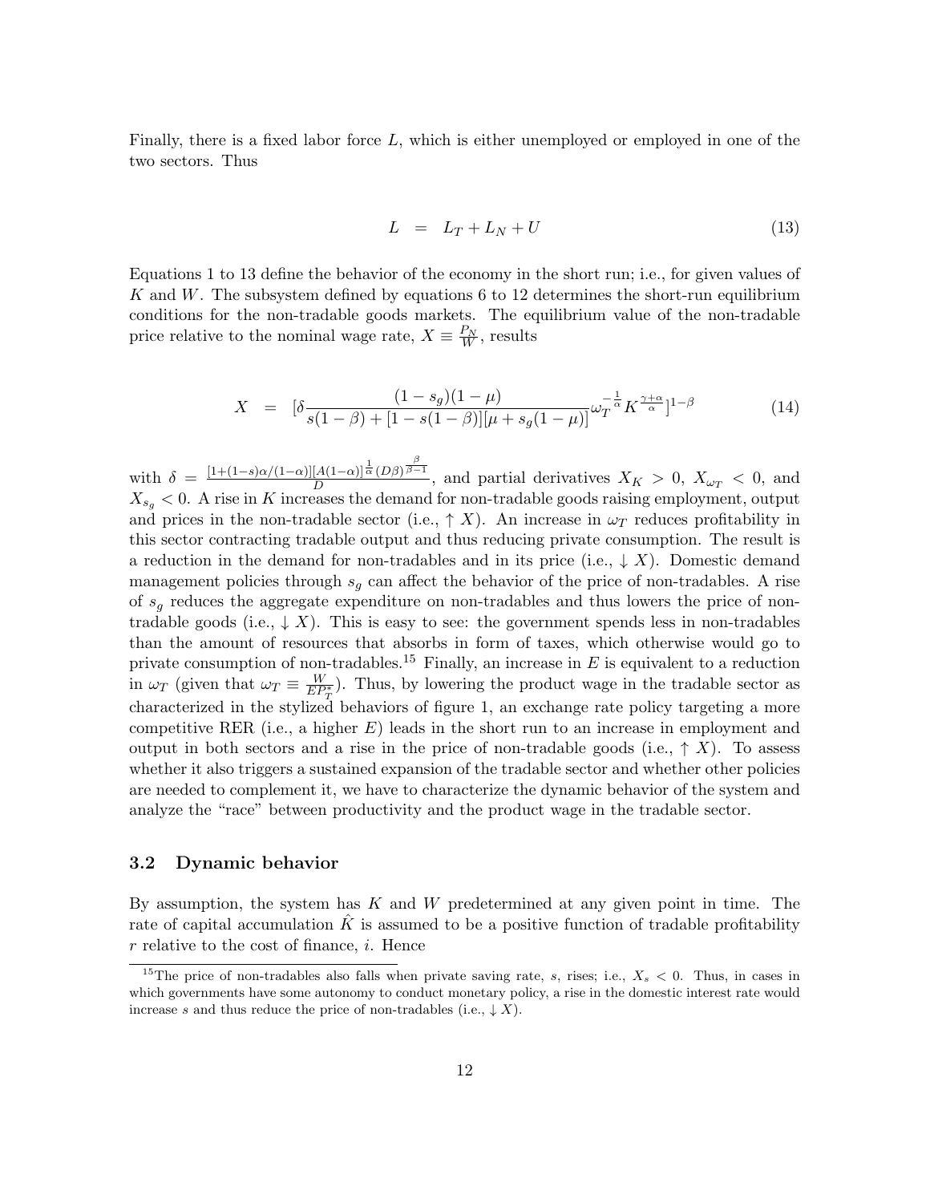Finally, there is a fixed labor force $L$, which is either unemployed or employed in one of the two sectors. Thus

$$L = L_T + L_N + U \tag{13}$$

Equations 1 to 13 define the behavior of the economy in the short run; i.e., for given values of $K$ and $W$. The subsystem defined by equations 6 to 12 determines the short-run equilibrium conditions for the non-tradable goods markets. The equilibrium value of the non-tradable price relative to the nominal wage rate, $X \equiv \frac{P_N}{W}$, results

$$X = [\delta \frac{(1-s_g)(1-\mu)}{s(1-\beta)+[1-s(1-\beta)][\mu + s_g(1-\mu)]} \omega_T^{-\frac{1}{\alpha}} K^{\frac{\gamma+\alpha}{\alpha}}]^{1-\beta} \tag{14}$$

with $\delta = \frac{[1+(1-s)\alpha/(1-\alpha)][A(1-\alpha)]^{\frac{1}{\alpha}}(D\beta)^{\frac{\beta}{\beta-1}}}{D}$, and partial derivatives $X_K > 0$, $X_{\omega_T} < 0$, and $X_{s_g} < 0$. A rise in $K$ increases the demand for non-tradable goods raising employment, output and prices in the non-tradable sector (i.e., $\uparrow X$). An increase in $\omega_T$ reduces profitability in this sector contracting tradable output and thus reducing private consumption. The result is a reduction in the demand for non-tradables and in its price (i.e., $\downarrow X$). Domestic demand management policies through $s_g$ can affect the behavior of the price of non-tradables. A rise of $s_g$ reduces the aggregate expenditure on non-tradables and thus lowers the price of non-tradable goods (i.e., $\downarrow X$). This is easy to see: the government spends less in non-tradables than the amount of resources that absorbs in form of taxes, which otherwise would go to private consumption of non-tradables.[15] Finally, an increase in $E$ is equivalent to a reduction in $\omega_T$ (given that $\omega_T \equiv \frac{W}{EP_T^*}$). Thus, by lowering the product wage in the tradable sector as characterized in the stylized behaviors of figure 1, an exchange rate policy targeting a more competitive RER (i.e., a higher $E$) leads in the short run to an increase in employment and output in both sectors and a rise in the price of non-tradable goods (i.e., $\uparrow X$). To assess whether it also triggers a sustained expansion of the tradable sector and whether other policies are needed to complement it, we have to characterize the dynamic behavior of the system and analyze the "race" between productivity and the product wage in the tradable sector.

### 3.2 Dynamic behavior

By assumption, the system has $K$ and $W$ predetermined at any given point in time. The rate of capital accumulation $\hat{K}$ is assumed to be a positive function of tradable profitability $r$ relative to the cost of finance, $i$. Hence

[15] The price of non-tradables also falls when private saving rate, $s$, rises; i.e., $X_s < 0$. Thus, in cases in which governments have some autonomy to conduct monetary policy, a rise in the domestic interest rate would increase $s$ and thus reduce the price of non-tradables (i.e., $\downarrow X$).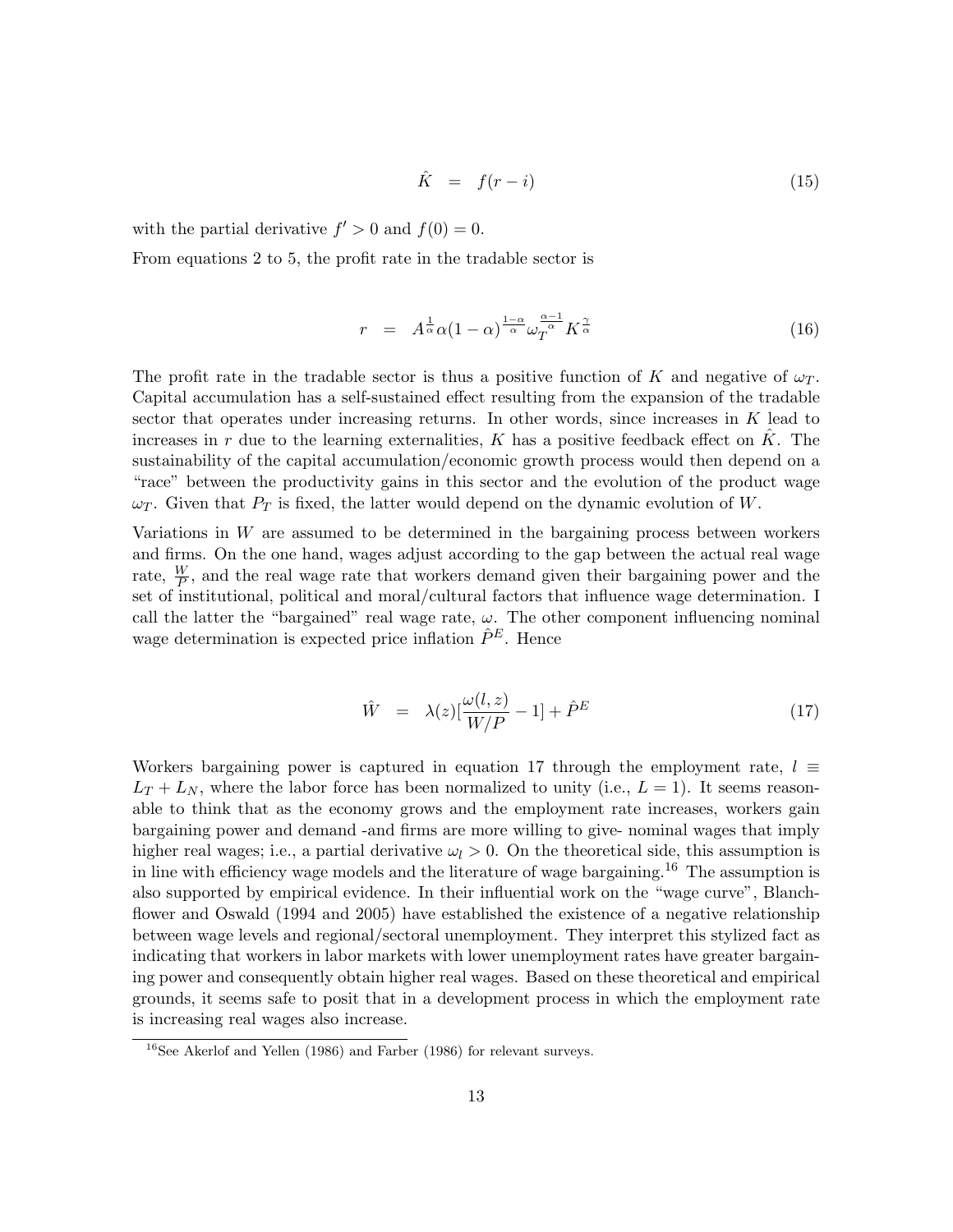$$\hat{K} \quad = \quad f(r - i) \tag{15}$$

with the partial derivative $f' > 0$ and $f(0) = 0$.

From equations 2 to 5, the profit rate in the tradable sector is

$$r \quad = \quad A^{\frac{1}{\alpha}} \alpha (1-\alpha)^{\frac{1-\alpha}{\alpha}} \omega_T^{\frac{\alpha-1}{\alpha}} K^{\frac{\gamma}{\alpha}} \tag{16}$$

The profit rate in the tradable sector is thus a positive function of $K$ and negative of $\omega_T$. Capital accumulation has a self-sustained effect resulting from the expansion of the tradable sector that operates under increasing returns. In other words, since increases in $K$ lead to increases in $r$ due to the learning externalities, $K$ has a positive feedback effect on $\hat{K}$. The sustainability of the capital accumulation/economic growth process would then depend on a "race" between the productivity gains in this sector and the evolution of the product wage $\omega_T$. Given that $P_T$ is fixed, the latter would depend on the dynamic evolution of $W$.

Variations in $W$ are assumed to be determined in the bargaining process between workers and firms. On the one hand, wages adjust according to the gap between the actual real wage rate, $\frac{W}{P}$, and the real wage rate that workers demand given their bargaining power and the set of institutional, political and moral/cultural factors that influence wage determination. I call the latter the "bargained" real wage rate, $\omega$. The other component influencing nominal wage determination is expected price inflation $\hat{P}^E$. Hence

$$\hat{W} \quad = \quad \lambda(z)[\frac{\omega(l,z)}{W/P} - 1] + \hat{P}^E \tag{17}$$

Workers bargaining power is captured in equation 17 through the employment rate, $l \equiv L_T + L_N$, where the labor force has been normalized to unity (i.e., $L = 1$). It seems reasonable to think that as the economy grows and the employment rate increases, workers gain bargaining power and demand -and firms are more willing to give- nominal wages that imply higher real wages; i.e., a partial derivative $\omega_l > 0$. On the theoretical side, this assumption is in line with efficiency wage models and the literature of wage bargaining.[16] The assumption is also supported by empirical evidence. In their influential work on the "wage curve", Blanchflower and Oswald (1994 and 2005) have established the existence of a negative relationship between wage levels and regional/sectoral unemployment. They interpret this stylized fact as indicating that workers in labor markets with lower unemployment rates have greater bargaining power and consequently obtain higher real wages. Based on these theoretical and empirical grounds, it seems safe to posit that in a development process in which the employment rate is increasing real wages also increase.

[16] See Akerlof and Yellen (1986) and Farber (1986) for relevant surveys.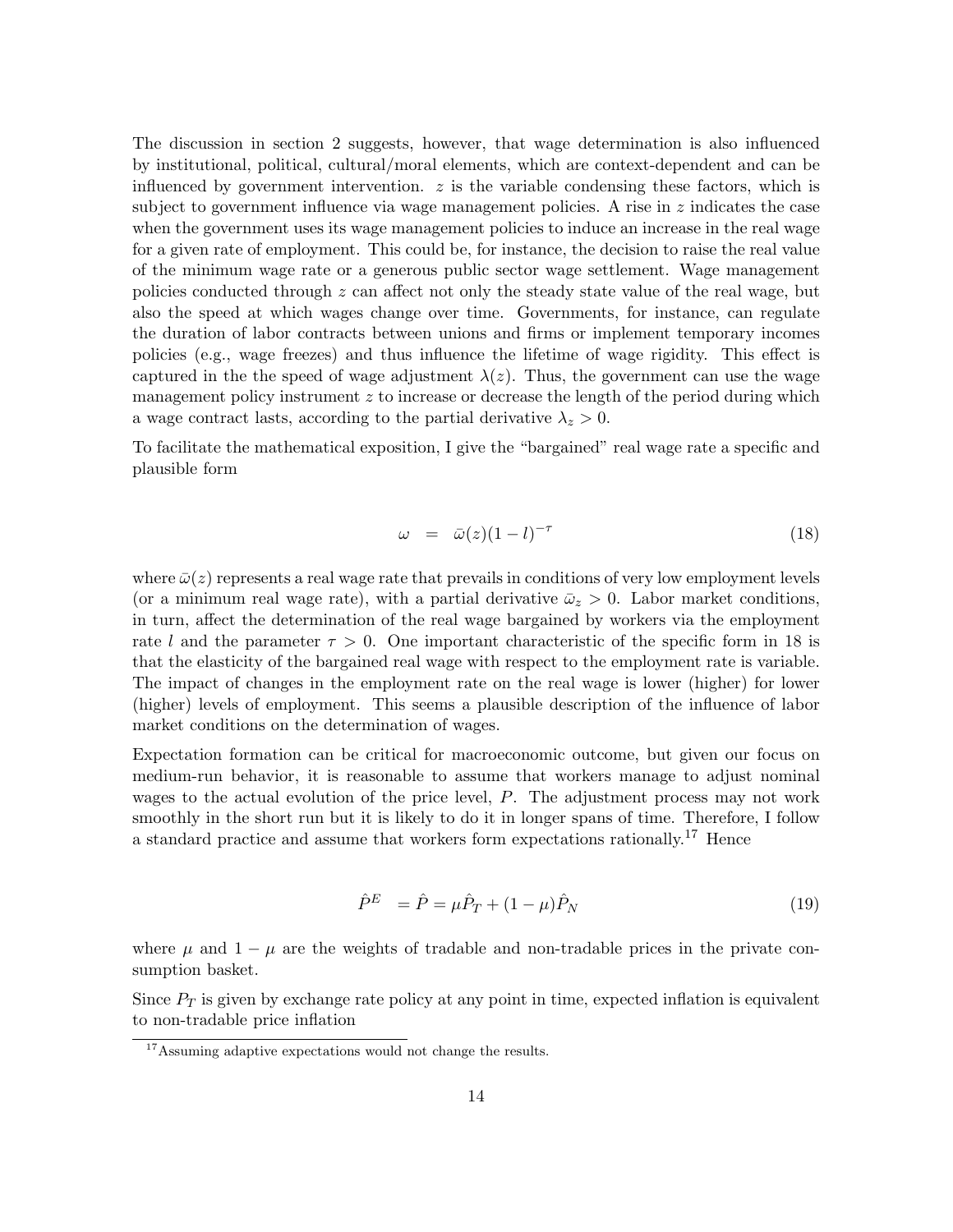The discussion in section 2 suggests, however, that wage determination is also influenced by institutional, political, cultural/moral elements, which are context-dependent and can be influenced by government intervention. $z$ is the variable condensing these factors, which is subject to government influence via wage management policies. A rise in $z$ indicates the case when the government uses its wage management policies to induce an increase in the real wage for a given rate of employment. This could be, for instance, the decision to raise the real value of the minimum wage rate or a generous public sector wage settlement. Wage management policies conducted through $z$ can affect not only the steady state value of the real wage, but also the speed at which wages change over time. Governments, for instance, can regulate the duration of labor contracts between unions and firms or implement temporary incomes policies (e.g., wage freezes) and thus influence the lifetime of wage rigidity. This effect is captured in the the speed of wage adjustment $\lambda(z)$. Thus, the government can use the wage management policy instrument $z$ to increase or decrease the length of the period during which a wage contract lasts, according to the partial derivative $\lambda_z > 0$.

To facilitate the mathematical exposition, I give the "bargained" real wage rate a specific and plausible form

$$\omega \;\; = \;\; \bar{\omega}(z)(1-l)^{-\tau} \tag{18}$$

where $\bar{\omega}(z)$ represents a real wage rate that prevails in conditions of very low employment levels (or a minimum real wage rate), with a partial derivative $\bar{\omega}_z > 0$. Labor market conditions, in turn, affect the determination of the real wage bargained by workers via the employment rate $l$ and the parameter $\tau > 0$. One important characteristic of the specific form in 18 is that the elasticity of the bargained real wage with respect to the employment rate is variable. The impact of changes in the employment rate on the real wage is lower (higher) for lower (higher) levels of employment. This seems a plausible description of the influence of labor market conditions on the determination of wages.

Expectation formation can be critical for macroeconomic outcome, but given our focus on medium-run behavior, it is reasonable to assume that workers manage to adjust nominal wages to the actual evolution of the price level, $P$. The adjustment process may not work smoothly in the short run but it is likely to do it in longer spans of time. Therefore, I follow a standard practice and assume that workers form expectations rationally.[17] Hence

$$\hat{P}^E \;\; = \hat{P} = \mu\hat{P}_T + (1-\mu)\hat{P}_N \tag{19}$$

where $\mu$ and $1-\mu$ are the weights of tradable and non-tradable prices in the private consumption basket.

Since $P_T$ is given by exchange rate policy at any point in time, expected inflation is equivalent to non-tradable price inflation

[17] Assuming adaptive expectations would not change the results.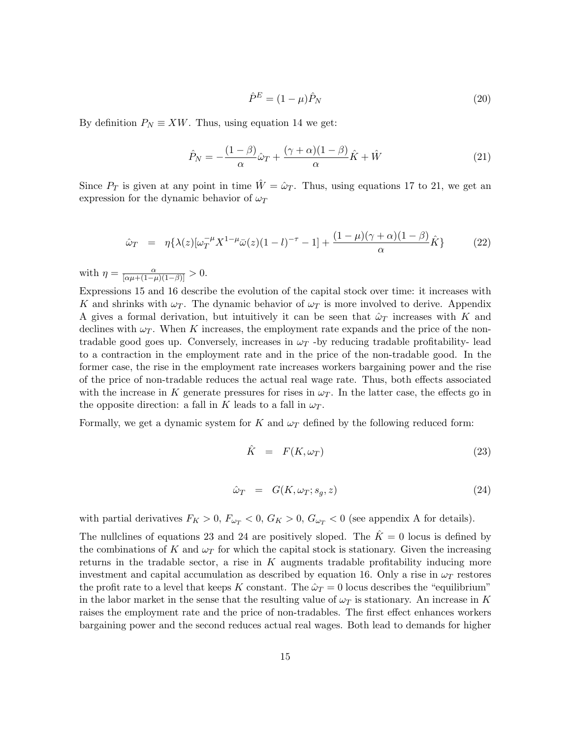$$\hat{P}^E = (1-\mu)\hat{P}_N \tag{20}$$

By definition $P_N \equiv XW$. Thus, using equation 14 we get:

$$\hat{P}_N = -\frac{(1-\beta)}{\alpha}\hat{\omega}_T + \frac{(\gamma+\alpha)(1-\beta)}{\alpha}\hat{K} + \hat{W} \tag{21}$$

Since $P_T$ is given at any point in time $\hat{W} = \hat{\omega}_T$. Thus, using equations 17 to 21, we get an expression for the dynamic behavior of $\omega_T$

$$\hat{\omega}_T \quad = \quad \eta\{\lambda(z)[\omega_T^{-\mu}X^{1-\mu}\bar{\omega}(z)(1-l)^{-\tau} - 1] + \frac{(1-\mu)(\gamma+\alpha)(1-\beta)}{\alpha}\hat{K}\} \tag{22}$$

with $\eta = \frac{\alpha}{[\alpha\mu + (1-\mu)(1-\beta)]} > 0$.

Expressions 15 and 16 describe the evolution of the capital stock over time: it increases with $K$ and shrinks with $\omega_T$. The dynamic behavior of $\omega_T$ is more involved to derive. Appendix A gives a formal derivation, but intuitively it can be seen that $\hat{\omega}_T$ increases with $K$ and declines with $\omega_T$. When $K$ increases, the employment rate expands and the price of the non-tradable good goes up. Conversely, increases in $\omega_T$ -by reducing tradable profitability- lead to a contraction in the employment rate and in the price of the non-tradable good. In the former case, the rise in the employment rate increases workers bargaining power and the rise of the price of non-tradable reduces the actual real wage rate. Thus, both effects associated with the increase in $K$ generate pressures for rises in $\omega_T$. In the latter case, the effects go in the opposite direction: a fall in $K$ leads to a fall in $\omega_T$.

Formally, we get a dynamic system for $K$ and $\omega_T$ defined by the following reduced form:

$$\hat{K} \quad = \quad F(K, \omega_T) \tag{23}$$

$$\hat{\omega}_T \quad = \quad G(K, \omega_T; s_g, z) \tag{24}$$

with partial derivatives $F_K > 0$, $F_{\omega_T} < 0$, $G_K > 0$, $G_{\omega_T} < 0$ (see appendix A for details).

The nullclines of equations 23 and 24 are positively sloped. The $\hat{K} = 0$ locus is defined by the combinations of $K$ and $\omega_T$ for which the capital stock is stationary. Given the increasing returns in the tradable sector, a rise in $K$ augments tradable profitability inducing more investment and capital accumulation as described by equation 16. Only a rise in $\omega_T$ restores the profit rate to a level that keeps $K$ constant. The $\hat{\omega}_T = 0$ locus describes the "equilibrium" in the labor market in the sense that the resulting value of $\omega_T$ is stationary. An increase in $K$ raises the employment rate and the price of non-tradables. The first effect enhances workers bargaining power and the second reduces actual real wages. Both lead to demands for higher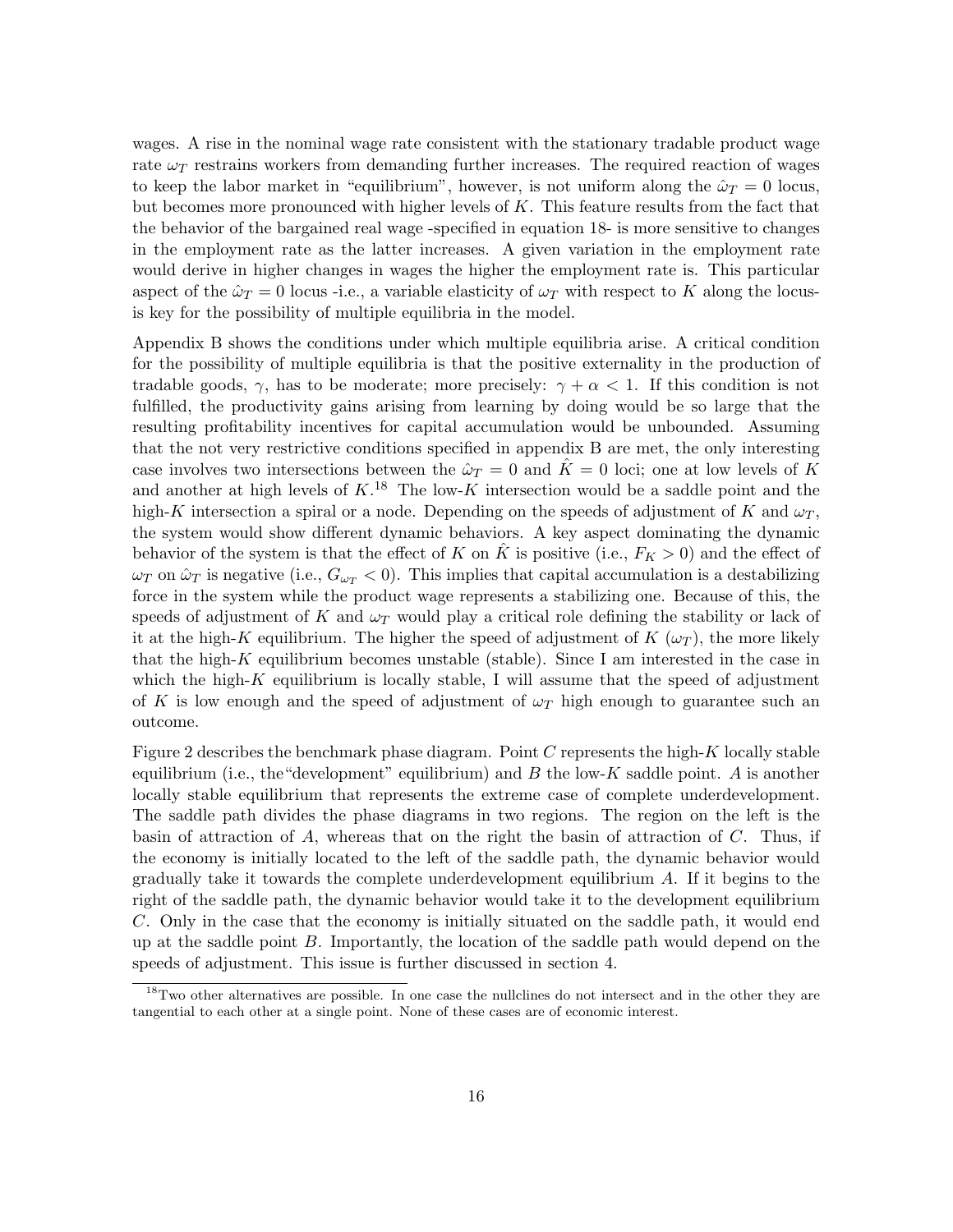wages. A rise in the nominal wage rate consistent with the stationary tradable product wage rate $\omega_T$ restrains workers from demanding further increases. The required reaction of wages to keep the labor market in "equilibrium", however, is not uniform along the $\hat{\omega}_T = 0$ locus, but becomes more pronounced with higher levels of $K$. This feature results from the fact that the behavior of the bargained real wage -specified in equation 18- is more sensitive to changes in the employment rate as the latter increases. A given variation in the employment rate would derive in higher changes in wages the higher the employment rate is. This particular aspect of the $\hat{\omega}_T = 0$ locus -i.e., a variable elasticity of $\omega_T$ with respect to $K$ along the locus- is key for the possibility of multiple equilibria in the model.

Appendix B shows the conditions under which multiple equilibria arise. A critical condition for the possibility of multiple equilibria is that the positive externality in the production of tradable goods, $\gamma$, has to be moderate; more precisely: $\gamma + \alpha < 1$. If this condition is not fulfilled, the productivity gains arising from learning by doing would be so large that the resulting profitability incentives for capital accumulation would be unbounded. Assuming that the not very restrictive conditions specified in appendix B are met, the only interesting case involves two intersections between the $\hat{\omega}_T = 0$ and $\hat{K} = 0$ loci; one at low levels of $K$ and another at high levels of $K$.[18] The low-$K$ intersection would be a saddle point and the high-$K$ intersection a spiral or a node. Depending on the speeds of adjustment of $K$ and $\omega_T$, the system would show different dynamic behaviors. A key aspect dominating the dynamic behavior of the system is that the effect of $K$ on $\hat{K}$ is positive (i.e., $F_K > 0$) and the effect of $\omega_T$ on $\hat{\omega}_T$ is negative (i.e., $G_{\omega_T} < 0$). This implies that capital accumulation is a destabilizing force in the system while the product wage represents a stabilizing one. Because of this, the speeds of adjustment of $K$ and $\omega_T$ would play a critical role defining the stability or lack of it at the high-$K$ equilibrium. The higher the speed of adjustment of $K$ ($\omega_T$), the more likely that the high-$K$ equilibrium becomes unstable (stable). Since I am interested in the case in which the high-$K$ equilibrium is locally stable, I will assume that the speed of adjustment of $K$ is low enough and the speed of adjustment of $\omega_T$ high enough to guarantee such an outcome.

Figure 2 describes the benchmark phase diagram. Point $C$ represents the high-$K$ locally stable equilibrium (i.e., the"development" equilibrium) and $B$ the low-$K$ saddle point. $A$ is another locally stable equilibrium that represents the extreme case of complete underdevelopment. The saddle path divides the phase diagrams in two regions. The region on the left is the basin of attraction of $A$, whereas that on the right the basin of attraction of $C$. Thus, if the economy is initially located to the left of the saddle path, the dynamic behavior would gradually take it towards the complete underdevelopment equilibrium $A$. If it begins to the right of the saddle path, the dynamic behavior would take it to the development equilibrium $C$. Only in the case that the economy is initially situated on the saddle path, it would end up at the saddle point $B$. Importantly, the location of the saddle path would depend on the speeds of adjustment. This issue is further discussed in section 4.

[18] Two other alternatives are possible. In one case the nullclines do not intersect and in the other they are tangential to each other at a single point. None of these cases are of economic interest.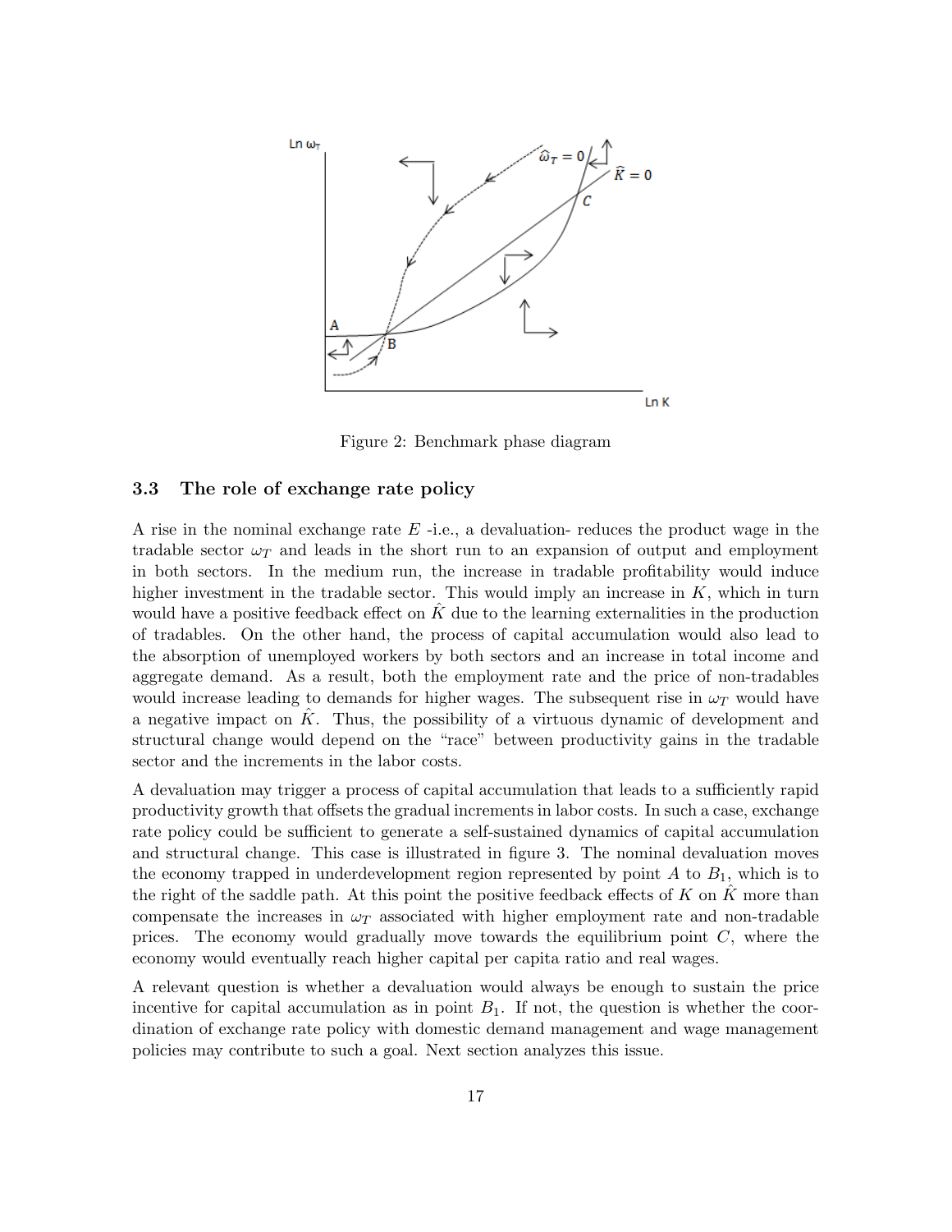Figure 2: Benchmark phase diagram

### 3.3 The role of exchange rate policy

A rise in the nominal exchange rate $E$ -i.e., a devaluation- reduces the product wage in the tradable sector $\omega_T$ and leads in the short run to an expansion of output and employment in both sectors. In the medium run, the increase in tradable profitability would induce higher investment in the tradable sector. This would imply an increase in $K$, which in turn would have a positive feedback effect on $\hat{K}$ due to the learning externalities in the production of tradables. On the other hand, the process of capital accumulation would also lead to the absorption of unemployed workers by both sectors and an increase in total income and aggregate demand. As a result, both the employment rate and the price of non-tradables would increase leading to demands for higher wages. The subsequent rise in $\omega_T$ would have a negative impact on $\hat{K}$. Thus, the possibility of a virtuous dynamic of development and structural change would depend on the "race" between productivity gains in the tradable sector and the increments in the labor costs.

A devaluation may trigger a process of capital accumulation that leads to a sufficiently rapid productivity growth that offsets the gradual increments in labor costs. In such a case, exchange rate policy could be sufficient to generate a self-sustained dynamics of capital accumulation and structural change. This case is illustrated in figure 3. The nominal devaluation moves the economy trapped in underdevelopment region represented by point $A$ to $B_1$, which is to the right of the saddle path. At this point the positive feedback effects of $K$ on $\hat{K}$ more than compensate the increases in $\omega_T$ associated with higher employment rate and non-tradable prices. The economy would gradually move towards the equilibrium point $C$, where the economy would eventually reach higher capital per capita ratio and real wages.

A relevant question is whether a devaluation would always be enough to sustain the price incentive for capital accumulation as in point $B_1$. If not, the question is whether the coordination of exchange rate policy with domestic demand management and wage management policies may contribute to such a goal. Next section analyzes this issue.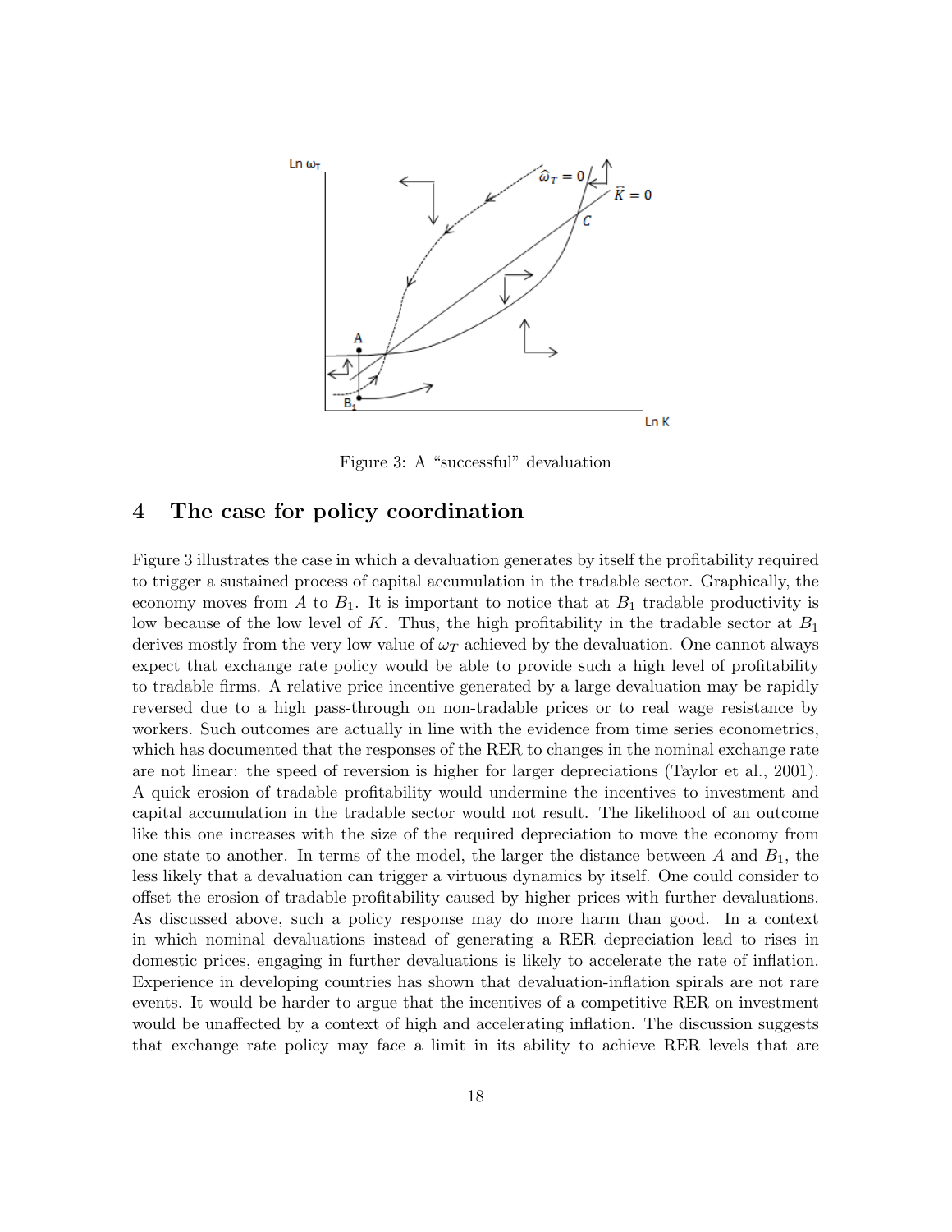Figure 3: A "successful" devaluation

## 4 The case for policy coordination

Figure 3 illustrates the case in which a devaluation generates by itself the profitability required to trigger a sustained process of capital accumulation in the tradable sector. Graphically, the economy moves from $A$ to $B_1$. It is important to notice that at $B_1$ tradable productivity is low because of the low level of $K$. Thus, the high profitability in the tradable sector at $B_1$ derives mostly from the very low value of $\omega_T$ achieved by the devaluation. One cannot always expect that exchange rate policy would be able to provide such a high level of profitability to tradable firms. A relative price incentive generated by a large devaluation may be rapidly reversed due to a high pass-through on non-tradable prices or to real wage resistance by workers. Such outcomes are actually in line with the evidence from time series econometrics, which has documented that the responses of the RER to changes in the nominal exchange rate are not linear: the speed of reversion is higher for larger depreciations (Taylor et al., 2001). A quick erosion of tradable profitability would undermine the incentives to investment and capital accumulation in the tradable sector would not result. The likelihood of an outcome like this one increases with the size of the required depreciation to move the economy from one state to another. In terms of the model, the larger the distance between $A$ and $B_1$, the less likely that a devaluation can trigger a virtuous dynamics by itself. One could consider to offset the erosion of tradable profitability caused by higher prices with further devaluations. As discussed above, such a policy response may do more harm than good. In a context in which nominal devaluations instead of generating a RER depreciation lead to rises in domestic prices, engaging in further devaluations is likely to accelerate the rate of inflation. Experience in developing countries has shown that devaluation-inflation spirals are not rare events. It would be harder to argue that the incentives of a competitive RER on investment would be unaffected by a context of high and accelerating inflation. The discussion suggests that exchange rate policy may face a limit in its ability to achieve RER levels that are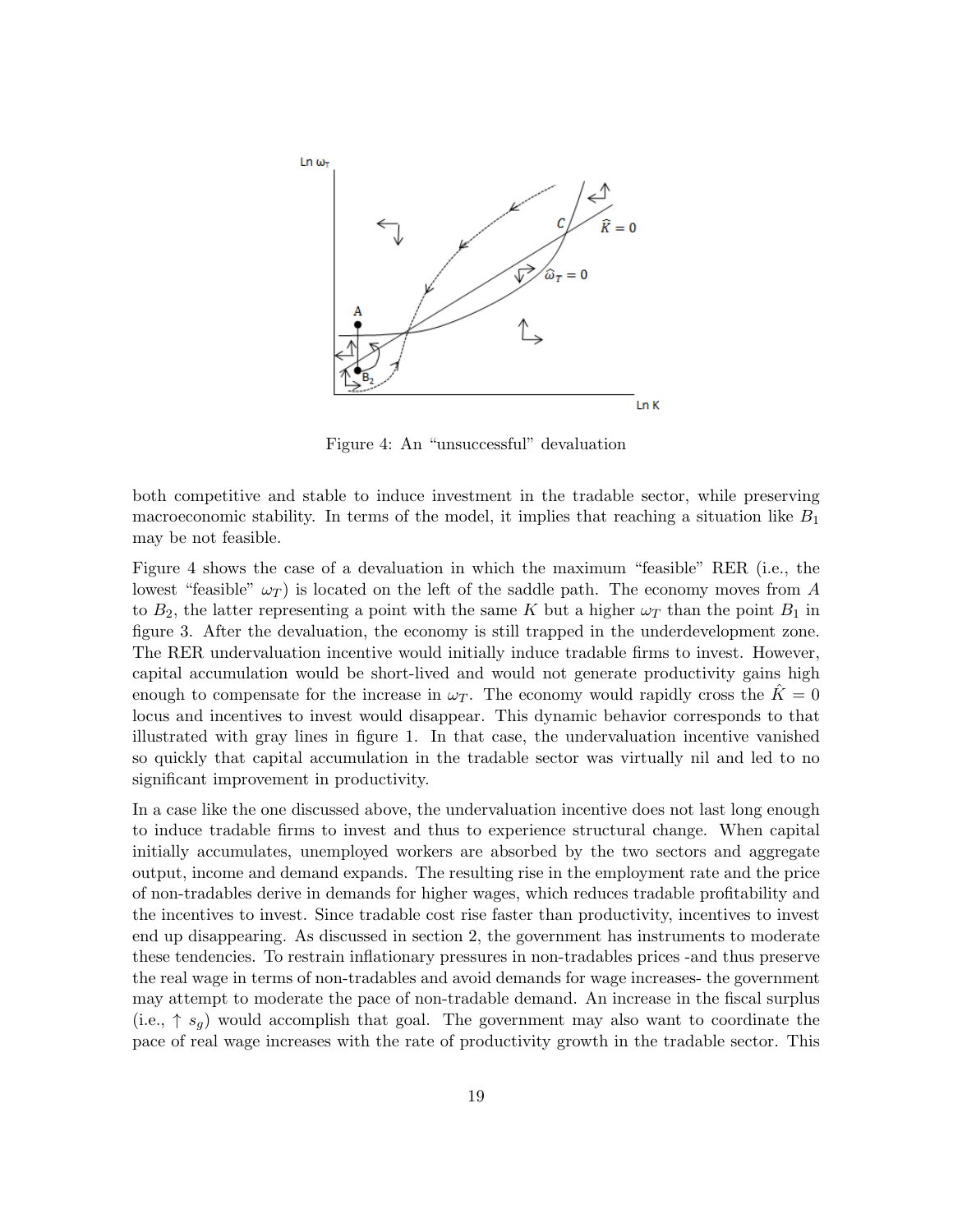Figure 4: An "unsuccessful" devaluation

both competitive and stable to induce investment in the tradable sector, while preserving macroeconomic stability. In terms of the model, it implies that reaching a situation like $B_1$ may be not feasible.

Figure 4 shows the case of a devaluation in which the maximum "feasible" RER (i.e., the lowest "feasible" $\omega_T$) is located on the left of the saddle path. The economy moves from $A$ to $B_2$, the latter representing a point with the same $K$ but a higher $\omega_T$ than the point $B_1$ in figure 3. After the devaluation, the economy is still trapped in the underdevelopment zone. The RER undervaluation incentive would initially induce tradable firms to invest. However, capital accumulation would be short-lived and would not generate productivity gains high enough to compensate for the increase in $\omega_T$. The economy would rapidly cross the $\hat{K} = 0$ locus and incentives to invest would disappear. This dynamic behavior corresponds to that illustrated with gray lines in figure 1. In that case, the undervaluation incentive vanished so quickly that capital accumulation in the tradable sector was virtually nil and led to no significant improvement in productivity.

In a case like the one discussed above, the undervaluation incentive does not last long enough to induce tradable firms to invest and thus to experience structural change. When capital initially accumulates, unemployed workers are absorbed by the two sectors and aggregate output, income and demand expands. The resulting rise in the employment rate and the price of non-tradables derive in demands for higher wages, which reduces tradable profitability and the incentives to invest. Since tradable cost rise faster than productivity, incentives to invest end up disappearing. As discussed in section 2, the government has instruments to moderate these tendencies. To restrain inflationary pressures in non-tradables prices -and thus preserve the real wage in terms of non-tradables and avoid demands for wage increases- the government may attempt to moderate the pace of non-tradable demand. An increase in the fiscal surplus (i.e., $\uparrow s_g$) would accomplish that goal. The government may also want to coordinate the pace of real wage increases with the rate of productivity growth in the tradable sector. This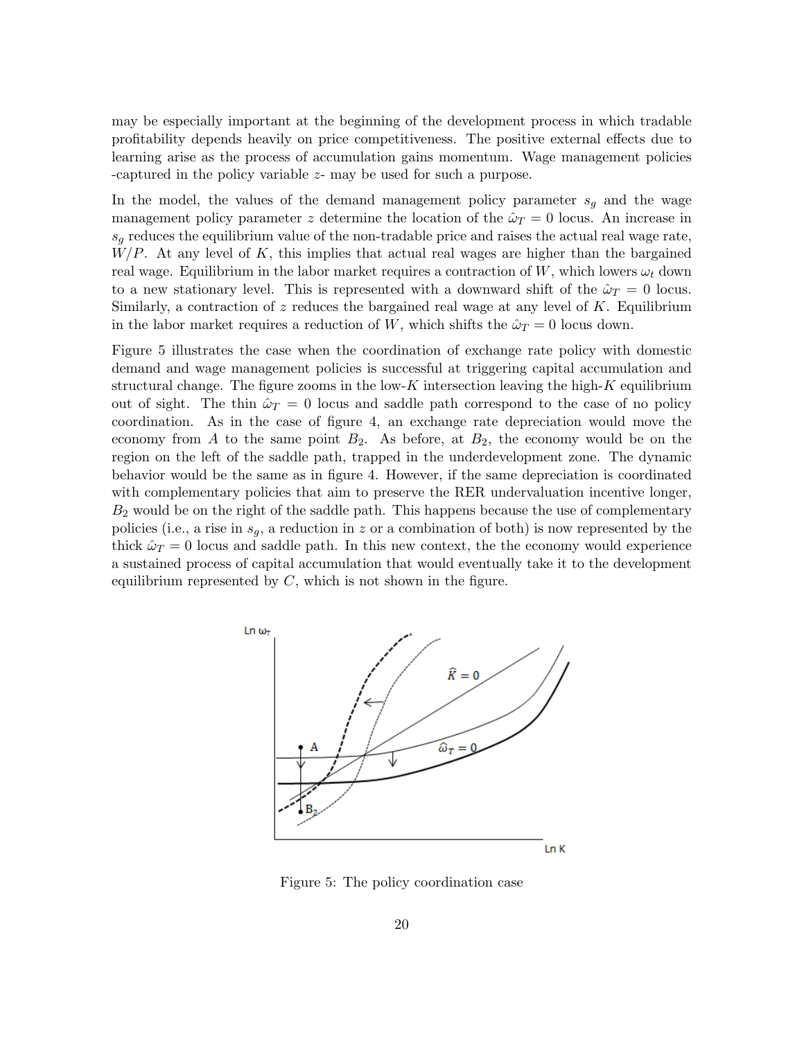may be especially important at the beginning of the development process in which tradable profitability depends heavily on price competitiveness. The positive external effects due to learning arise as the process of accumulation gains momentum. Wage management policies -captured in the policy variable $z$- may be used for such a purpose.

In the model, the values of the demand management policy parameter $s_g$ and the wage management policy parameter $z$ determine the location of the $\hat{\omega}_T = 0$ locus. An increase in $s_g$ reduces the equilibrium value of the non-tradable price and raises the actual real wage rate, $W/P$. At any level of $K$, this implies that actual real wages are higher than the bargained real wage. Equilibrium in the labor market requires a contraction of $W$, which lowers $\omega_t$ down to a new stationary level. This is represented with a downward shift of the $\hat{\omega}_T = 0$ locus. Similarly, a contraction of $z$ reduces the bargained real wage at any level of $K$. Equilibrium in the labor market requires a reduction of $W$, which shifts the $\hat{\omega}_T = 0$ locus down.

Figure 5 illustrates the case when the coordination of exchange rate policy with domestic demand and wage management policies is successful at triggering capital accumulation and structural change. The figure zooms in the low-$K$ intersection leaving the high-$K$ equilibrium out of sight. The thin $\hat{\omega}_T = 0$ locus and saddle path correspond to the case of no policy coordination. As in the case of figure 4, an exchange rate depreciation would move the economy from $A$ to the same point $B_2$. As before, at $B_2$, the economy would be on the region on the left of the saddle path, trapped in the underdevelopment zone. The dynamic behavior would be the same as in figure 4. However, if the same depreciation is coordinated with complementary policies that aim to preserve the RER undervaluation incentive longer, $B_2$ would be on the right of the saddle path. This happens because the use of complementary policies (i.e., a rise in $s_g$, a reduction in $z$ or a combination of both) is now represented by the thick $\hat{\omega}_T = 0$ locus and saddle path. In this new context, the the economy would experience a sustained process of capital accumulation that would eventually take it to the development equilibrium represented by $C$, which is not shown in the figure.

Figure 5: The policy coordination case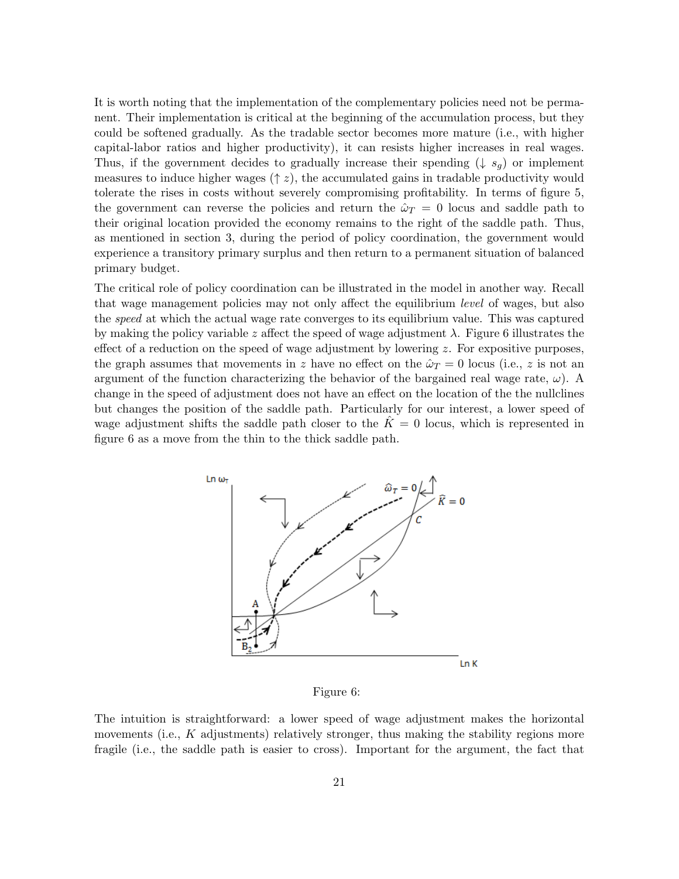It is worth noting that the implementation of the complementary policies need not be permanent. Their implementation is critical at the beginning of the accumulation process, but they could be softened gradually. As the tradable sector becomes more mature (i.e., with higher capital-labor ratios and higher productivity), it can resists higher increases in real wages. Thus, if the government decides to gradually increase their spending ($\downarrow s_g$) or implement measures to induce higher wages ($\uparrow z$), the accumulated gains in tradable productivity would tolerate the rises in costs without severely compromising profitability. In terms of figure 5, the government can reverse the policies and return the $\hat{\omega}_T = 0$ locus and saddle path to their original location provided the economy remains to the right of the saddle path. Thus, as mentioned in section 3, during the period of policy coordination, the government would experience a transitory primary surplus and then return to a permanent situation of balanced primary budget.

The critical role of policy coordination can be illustrated in the model in another way. Recall that wage management policies may not only affect the equilibrium *level* of wages, but also the *speed* at which the actual wage rate converges to its equilibrium value. This was captured by making the policy variable $z$ affect the speed of wage adjustment $\lambda$. Figure 6 illustrates the effect of a reduction on the speed of wage adjustment by lowering $z$. For expositive purposes, the graph assumes that movements in $z$ have no effect on the $\hat{\omega}_T = 0$ locus (i.e., $z$ is not an argument of the function characterizing the behavior of the bargained real wage rate, $\omega$). A change in the speed of adjustment does not have an effect on the location of the the nullclines but changes the position of the saddle path. Particularly for our interest, a lower speed of wage adjustment shifts the saddle path closer to the $\hat{K} = 0$ locus, which is represented in figure 6 as a move from the thin to the thick saddle path.

Figure 6:

The intuition is straightforward: a lower speed of wage adjustment makes the horizontal movements (i.e., $K$ adjustments) relatively stronger, thus making the stability regions more fragile (i.e., the saddle path is easier to cross). Important for the argument, the fact that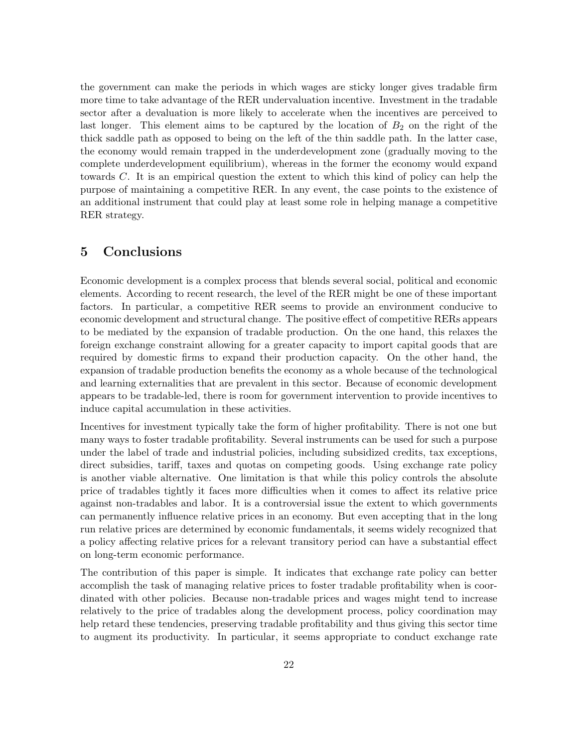the government can make the periods in which wages are sticky longer gives tradable firm more time to take advantage of the RER undervaluation incentive. Investment in the tradable sector after a devaluation is more likely to accelerate when the incentives are perceived to last longer. This element aims to be captured by the location of $B_2$ on the right of the thick saddle path as opposed to being on the left of the thin saddle path. In the latter case, the economy would remain trapped in the underdevelopment zone (gradually moving to the complete underdevelopment equilibrium), whereas in the former the economy would expand towards $C$. It is an empirical question the extent to which this kind of policy can help the purpose of maintaining a competitive RER. In any event, the case points to the existence of an additional instrument that could play at least some role in helping manage a competitive RER strategy.

# 5 Conclusions

Economic development is a complex process that blends several social, political and economic elements. According to recent research, the level of the RER might be one of these important factors. In particular, a competitive RER seems to provide an environment conducive to economic development and structural change. The positive effect of competitive RERs appears to be mediated by the expansion of tradable production. On the one hand, this relaxes the foreign exchange constraint allowing for a greater capacity to import capital goods that are required by domestic firms to expand their production capacity. On the other hand, the expansion of tradable production benefits the economy as a whole because of the technological and learning externalities that are prevalent in this sector. Because of economic development appears to be tradable-led, there is room for government intervention to provide incentives to induce capital accumulation in these activities.

Incentives for investment typically take the form of higher profitability. There is not one but many ways to foster tradable profitability. Several instruments can be used for such a purpose under the label of trade and industrial policies, including subsidized credits, tax exceptions, direct subsidies, tariff, taxes and quotas on competing goods. Using exchange rate policy is another viable alternative. One limitation is that while this policy controls the absolute price of tradables tightly it faces more difficulties when it comes to affect its relative price against non-tradables and labor. It is a controversial issue the extent to which governments can permanently influence relative prices in an economy. But even accepting that in the long run relative prices are determined by economic fundamentals, it seems widely recognized that a policy affecting relative prices for a relevant transitory period can have a substantial effect on long-term economic performance.

The contribution of this paper is simple. It indicates that exchange rate policy can better accomplish the task of managing relative prices to foster tradable profitability when is coordinated with other policies. Because non-tradable prices and wages might tend to increase relatively to the price of tradables along the development process, policy coordination may help retard these tendencies, preserving tradable profitability and thus giving this sector time to augment its productivity. In particular, it seems appropriate to conduct exchange rate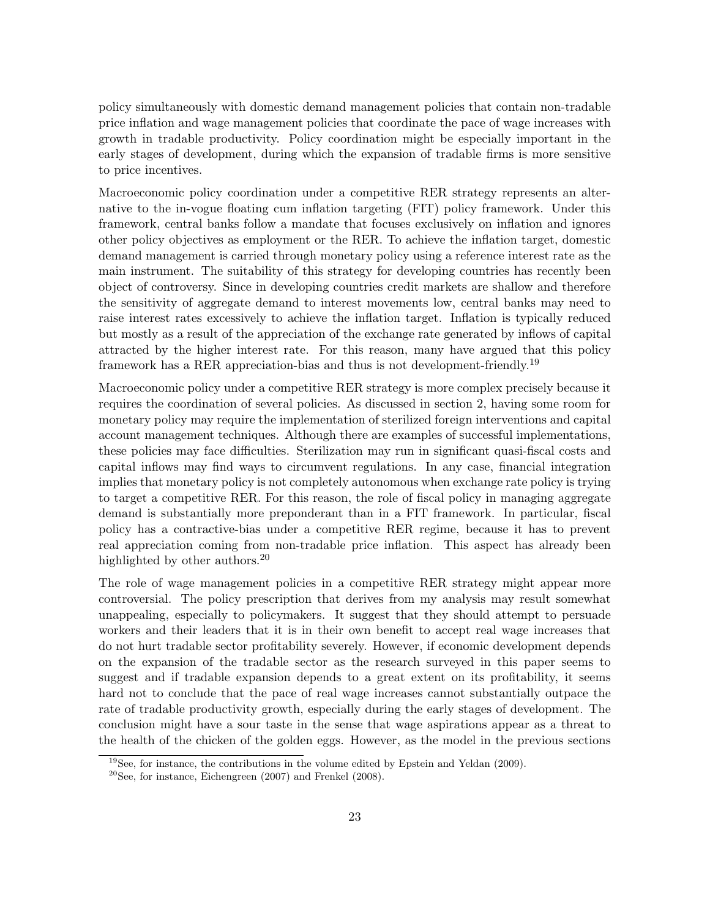policy simultaneously with domestic demand management policies that contain non-tradable price inflation and wage management policies that coordinate the pace of wage increases with growth in tradable productivity. Policy coordination might be especially important in the early stages of development, during which the expansion of tradable firms is more sensitive to price incentives.

Macroeconomic policy coordination under a competitive RER strategy represents an alternative to the in-vogue floating cum inflation targeting (FIT) policy framework. Under this framework, central banks follow a mandate that focuses exclusively on inflation and ignores other policy objectives as employment or the RER. To achieve the inflation target, domestic demand management is carried through monetary policy using a reference interest rate as the main instrument. The suitability of this strategy for developing countries has recently been object of controversy. Since in developing countries credit markets are shallow and therefore the sensitivity of aggregate demand to interest movements low, central banks may need to raise interest rates excessively to achieve the inflation target. Inflation is typically reduced but mostly as a result of the appreciation of the exchange rate generated by inflows of capital attracted by the higher interest rate. For this reason, many have argued that this policy framework has a RER appreciation-bias and thus is not development-friendly.[19]

Macroeconomic policy under a competitive RER strategy is more complex precisely because it requires the coordination of several policies. As discussed in section 2, having some room for monetary policy may require the implementation of sterilized foreign interventions and capital account management techniques. Although there are examples of successful implementations, these policies may face difficulties. Sterilization may run in significant quasi-fiscal costs and capital inflows may find ways to circumvent regulations. In any case, financial integration implies that monetary policy is not completely autonomous when exchange rate policy is trying to target a competitive RER. For this reason, the role of fiscal policy in managing aggregate demand is substantially more preponderant than in a FIT framework. In particular, fiscal policy has a contractive-bias under a competitive RER regime, because it has to prevent real appreciation coming from non-tradable price inflation. This aspect has already been highlighted by other authors.[20]

The role of wage management policies in a competitive RER strategy might appear more controversial. The policy prescription that derives from my analysis may result somewhat unappealing, especially to policymakers. It suggest that they should attempt to persuade workers and their leaders that it is in their own benefit to accept real wage increases that do not hurt tradable sector profitability severely. However, if economic development depends on the expansion of the tradable sector as the research surveyed in this paper seems to suggest and if tradable expansion depends to a great extent on its profitability, it seems hard not to conclude that the pace of real wage increases cannot substantially outpace the rate of tradable productivity growth, especially during the early stages of development. The conclusion might have a sour taste in the sense that wage aspirations appear as a threat to the health of the chicken of the golden eggs. However, as the model in the previous sections

[19]See, for instance, the contributions in the volume edited by Epstein and Yeldan (2009).

[20]See, for instance, Eichengreen (2007) and Frenkel (2008).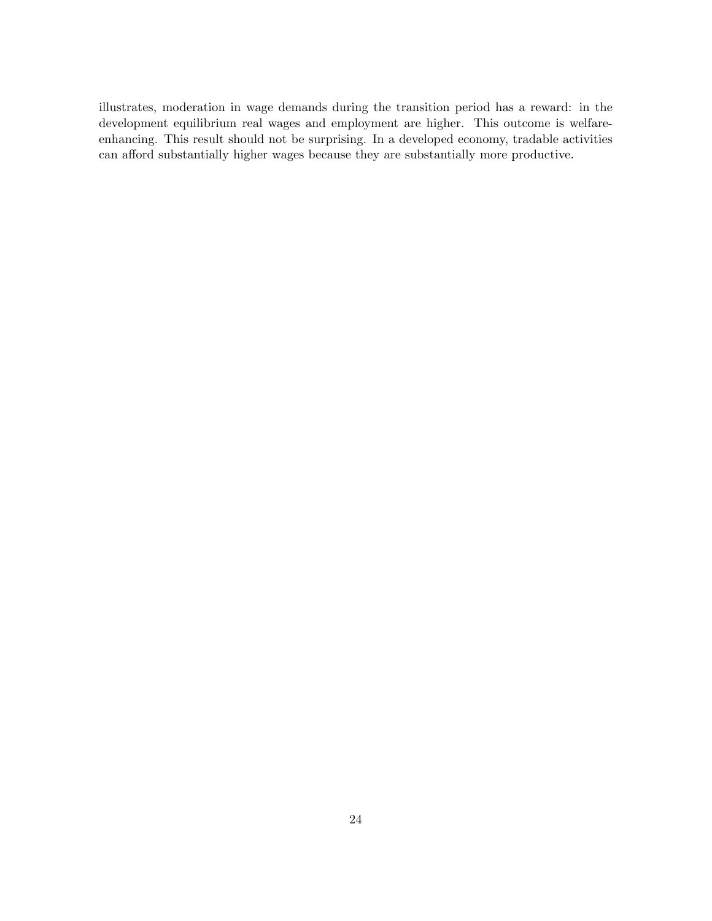illustrates, moderation in wage demands during the transition period has a reward: in the development equilibrium real wages and employment are higher. This outcome is welfare-enhancing. This result should not be surprising. In a developed economy, tradable activities can afford substantially higher wages because they are substantially more productive.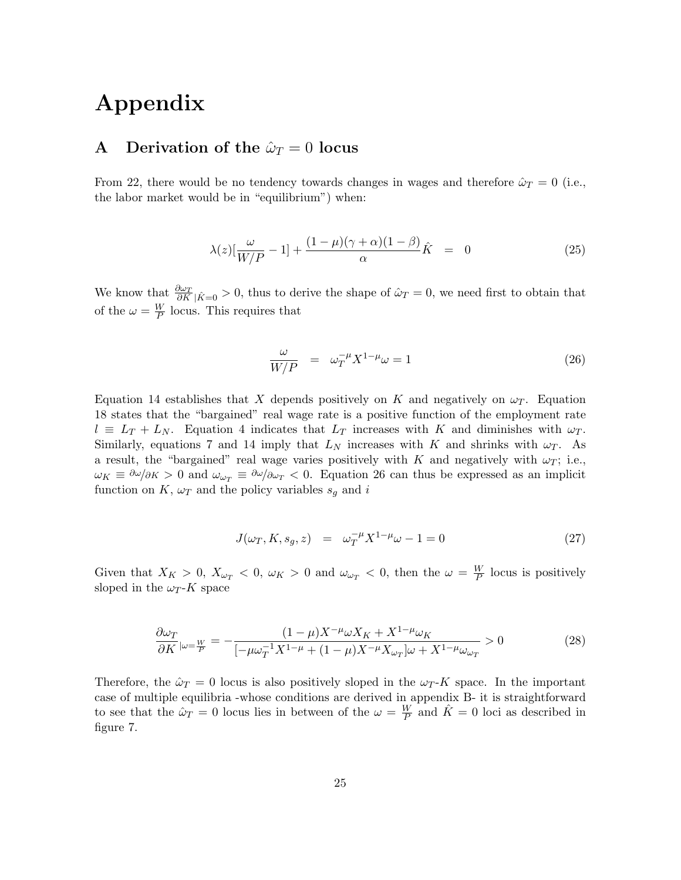# Appendix

## A Derivation of the $\hat{\omega}_T = 0$ locus

From 22, there would be no tendency towards changes in wages and therefore $\hat{\omega}_T = 0$ (i.e., the labor market would be in "equilibrium") when:

$$\lambda(z)[\frac{\omega}{W/P} - 1] + \frac{(1-\mu)(\gamma+\alpha)(1-\beta)}{\alpha}\hat{K} \quad = \quad 0 \tag{25}$$

We know that $\frac{\partial \omega_T}{\partial K}_{|\hat{K}=0} > 0$, thus to derive the shape of $\hat{\omega}_T = 0$, we need first to obtain that of the $\omega = \frac{W}{P}$ locus. This requires that

$$\frac{\omega}{W/P} \quad = \quad \omega_T^{-\mu} X^{1-\mu} \omega = 1 \tag{26}$$

Equation 14 establishes that $X$ depends positively on $K$ and negatively on $\omega_T$. Equation 18 states that the "bargained" real wage rate is a positive function of the employment rate $l \equiv L_T + L_N$. Equation 4 indicates that $L_T$ increases with $K$ and diminishes with $\omega_T$. Similarly, equations 7 and 14 imply that $L_N$ increases with $K$ and shrinks with $\omega_T$. As a result, the "bargained" real wage varies positively with $K$ and negatively with $\omega_T$; i.e., $\omega_K \equiv \partial\omega/\partial K > 0$ and $\omega_{\omega_T} \equiv \partial\omega/\partial\omega_T < 0$. Equation 26 can thus be expressed as an implicit function on $K$, $\omega_T$ and the policy variables $s_g$ and $i$

$$J(\omega_T, K, s_g, z) \quad = \quad \omega_T^{-\mu} X^{1-\mu} \omega - 1 = 0 \tag{27}$$

Given that $X_K > 0$, $X_{\omega_T} < 0$, $\omega_K > 0$ and $\omega_{\omega_T} < 0$, then the $\omega = \frac{W}{P}$ locus is positively sloped in the $\omega_T$-$K$ space

$$\frac{\partial \omega_T}{\partial K}_{|\omega=\frac{W}{P}} = -\frac{(1-\mu)X^{-\mu}\omega X_K + X^{1-\mu}\omega_K}{[-\mu\omega_T^{-1}X^{1-\mu} + (1-\mu)X^{-\mu}X_{\omega_T}]\omega + X^{1-\mu}\omega_{\omega_T}} > 0 \tag{28}$$

Therefore, the $\hat{\omega}_T = 0$ locus is also positively sloped in the $\omega_T$-$K$ space. In the important case of multiple equilibria -whose conditions are derived in appendix B- it is straightforward to see that the $\hat{\omega}_T = 0$ locus lies in between of the $\omega = \frac{W}{P}$ and $\hat{K} = 0$ loci as described in figure 7.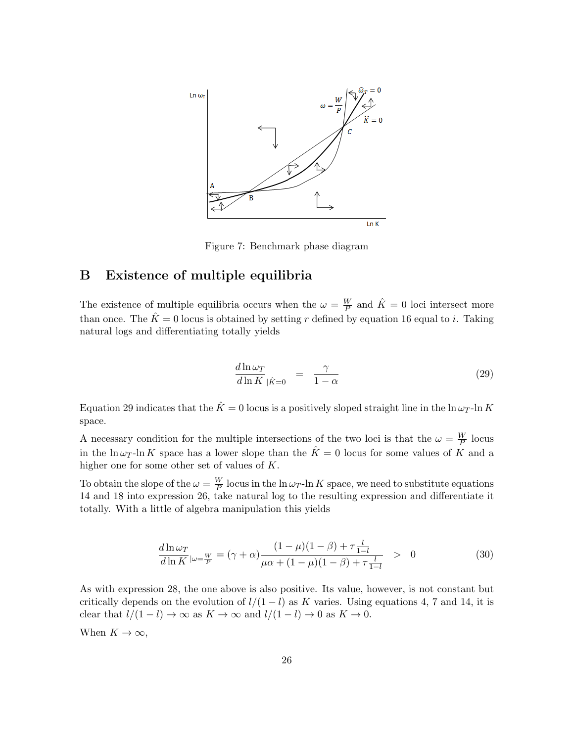Figure 7: Benchmark phase diagram

## B Existence of multiple equilibria

The existence of multiple equilibria occurs when the $\omega = \frac{W}{P}$ and $\hat{K} = 0$ loci intersect more than once. The $\hat{K} = 0$ locus is obtained by setting $r$ defined by equation 16 equal to $i$. Taking natural logs and differentiating totally yields

$$\frac{d \ln \omega_T}{d \ln K}_{|\hat{K}=0} = \frac{\gamma}{1-\alpha} \tag{29}$$

Equation 29 indicates that the $\hat{K} = 0$ locus is a positively sloped straight line in the $\ln \omega_T$-$\ln K$ space.

A necessary condition for the multiple intersections of the two loci is that the $\omega = \frac{W}{P}$ locus in the $\ln \omega_T$-$\ln K$ space has a lower slope than the $\hat{K} = 0$ locus for some values of $K$ and a higher one for some other set of values of $K$.

To obtain the slope of the $\omega = \frac{W}{P}$ locus in the $\ln \omega_T$-$\ln K$ space, we need to substitute equations 14 and 18 into expression 26, take natural log to the resulting expression and differentiate it totally. With a little of algebra manipulation this yields

$$\frac{d \ln \omega_T}{d \ln K}_{|\omega=\frac{W}{P}} = (\gamma + \alpha) \frac{(1-\mu)(1-\beta) + \tau \frac{l}{1-l}}{\mu\alpha + (1-\mu)(1-\beta) + \tau \frac{l}{1-l}} \quad > \quad 0 \tag{30}$$

As with expression 28, the one above is also positive. Its value, however, is not constant but critically depends on the evolution of $l/(1-l)$ as $K$ varies. Using equations 4, 7 and 14, it is clear that $l/(1-l) \rightarrow \infty$ as $K \rightarrow \infty$ and $l/(1-l) \rightarrow 0$ as $K \rightarrow 0$.

When $K \rightarrow \infty$,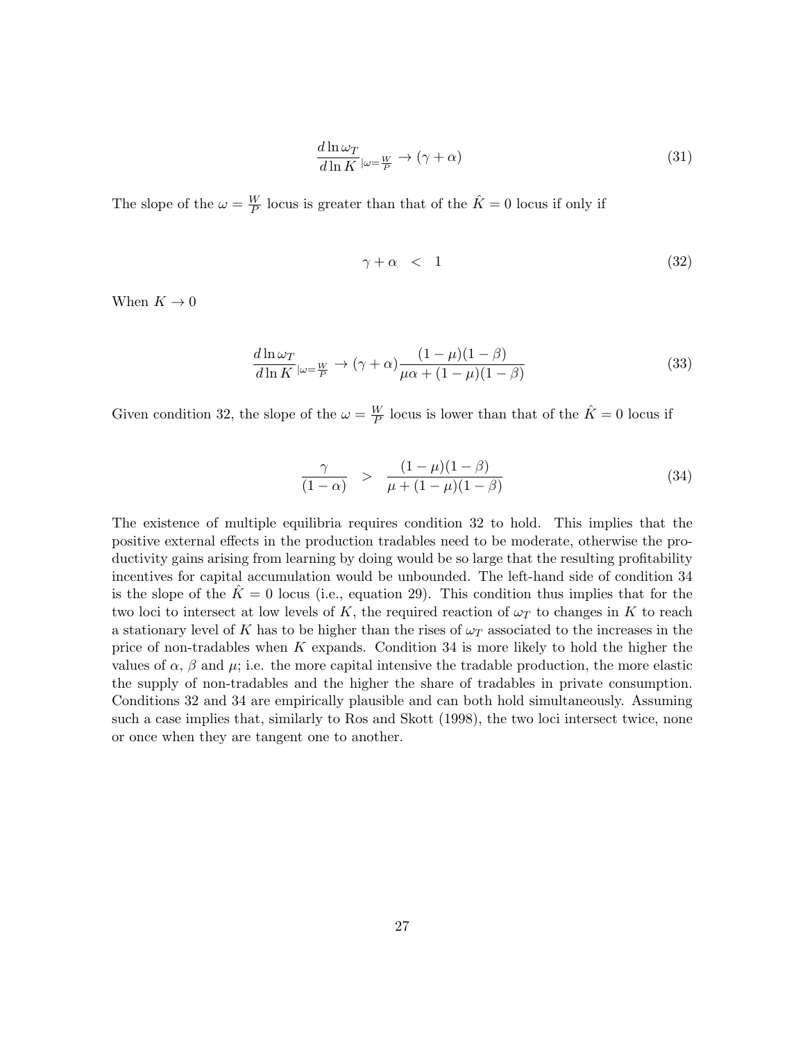$$\frac{d \ln \omega_T}{d \ln K}_{|\omega = \frac{W}{P}} \rightarrow (\gamma + \alpha) \tag{31}$$

The slope of the $\omega = \frac{W}{P}$ locus is greater than that of the $\hat{K} = 0$ locus if only if

$$\gamma + \alpha \quad < \quad 1 \tag{32}$$

When $K \rightarrow 0$

$$\frac{d \ln \omega_T}{d \ln K}_{|\omega = \frac{W}{P}} \rightarrow (\gamma + \alpha) \frac{(1 - \mu)(1 - \beta)}{\mu \alpha + (1 - \mu)(1 - \beta)} \tag{33}$$

Given condition 32, the slope of the $\omega = \frac{W}{P}$ locus is lower than that of the $\hat{K} = 0$ locus if

$$\frac{\gamma}{(1 - \alpha)} \quad > \quad \frac{(1 - \mu)(1 - \beta)}{\mu + (1 - \mu)(1 - \beta)} \tag{34}$$

The existence of multiple equilibria requires condition 32 to hold. This implies that the positive external effects in the production tradables need to be moderate, otherwise the productivity gains arising from learning by doing would be so large that the resulting profitability incentives for capital accumulation would be unbounded. The left-hand side of condition 34 is the slope of the $\hat{K} = 0$ locus (i.e., equation 29). This condition thus implies that for the two loci to intersect at low levels of $K$, the required reaction of $\omega_T$ to changes in $K$ to reach a stationary level of $K$ has to be higher than the rises of $\omega_T$ associated to the increases in the price of non-tradables when $K$ expands. Condition 34 is more likely to hold the higher the values of $\alpha$, $\beta$ and $\mu$; i.e. the more capital intensive the tradable production, the more elastic the supply of non-tradables and the higher the share of tradables in private consumption. Conditions 32 and 34 are empirically plausible and can both hold simultaneously. Assuming such a case implies that, similarly to Ros and Skott (1998), the two loci intersect twice, none or once when they are tangent one to another.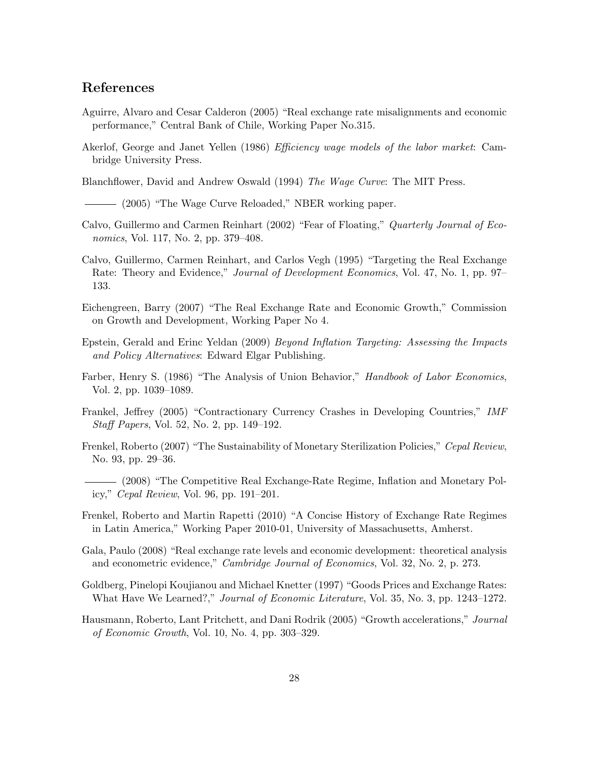## References

Aguirre, Alvaro and Cesar Calderon (2005) "Real exchange rate misalignments and economic performance," Central Bank of Chile, Working Paper No.315.

Akerlof, George and Janet Yellen (1986) *Efficiency wage models of the labor market*: Cambridge University Press.

Blanchflower, David and Andrew Oswald (1994) *The Wage Curve*: The MIT Press.

——— (2005) "The Wage Curve Reloaded," NBER working paper.

Calvo, Guillermo and Carmen Reinhart (2002) "Fear of Floating," *Quarterly Journal of Economics*, Vol. 117, No. 2, pp. 379–408.

Calvo, Guillermo, Carmen Reinhart, and Carlos Vegh (1995) "Targeting the Real Exchange Rate: Theory and Evidence," *Journal of Development Economics*, Vol. 47, No. 1, pp. 97–133.

Eichengreen, Barry (2007) "The Real Exchange Rate and Economic Growth," Commission on Growth and Development, Working Paper No 4.

Epstein, Gerald and Erinc Yeldan (2009) *Beyond Inflation Targeting: Assessing the Impacts and Policy Alternatives*: Edward Elgar Publishing.

Farber, Henry S. (1986) "The Analysis of Union Behavior," *Handbook of Labor Economics*, Vol. 2, pp. 1039–1089.

Frankel, Jeffrey (2005) "Contractionary Currency Crashes in Developing Countries," *IMF Staff Papers*, Vol. 52, No. 2, pp. 149–192.

Frenkel, Roberto (2007) "The Sustainability of Monetary Sterilization Policies," *Cepal Review*, No. 93, pp. 29–36.

——— (2008) "The Competitive Real Exchange-Rate Regime, Inflation and Monetary Policy," *Cepal Review*, Vol. 96, pp. 191–201.

Frenkel, Roberto and Martin Rapetti (2010) "A Concise History of Exchange Rate Regimes in Latin America," Working Paper 2010-01, University of Massachusetts, Amherst.

Gala, Paulo (2008) "Real exchange rate levels and economic development: theoretical analysis and econometric evidence," *Cambridge Journal of Economics*, Vol. 32, No. 2, p. 273.

Goldberg, Pinelopi Koujianou and Michael Knetter (1997) "Goods Prices and Exchange Rates: What Have We Learned?," *Journal of Economic Literature*, Vol. 35, No. 3, pp. 1243–1272.

Hausmann, Roberto, Lant Pritchett, and Dani Rodrik (2005) "Growth accelerations," *Journal of Economic Growth*, Vol. 10, No. 4, pp. 303–329.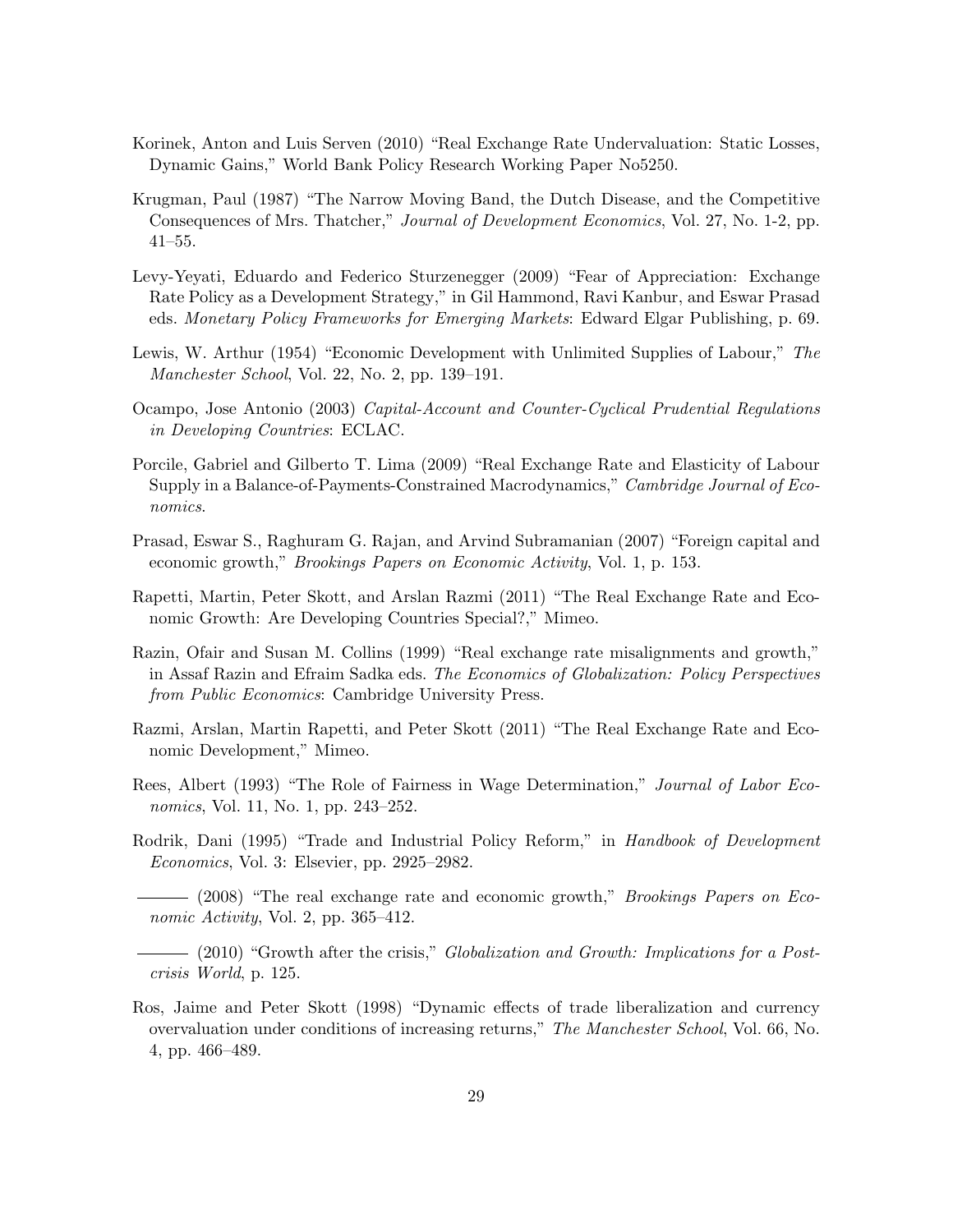Korinek, Anton and Luis Serven (2010) "Real Exchange Rate Undervaluation: Static Losses, Dynamic Gains," World Bank Policy Research Working Paper No5250.

Krugman, Paul (1987) "The Narrow Moving Band, the Dutch Disease, and the Competitive Consequences of Mrs. Thatcher," *Journal of Development Economics*, Vol. 27, No. 1-2, pp. 41–55.

Levy-Yeyati, Eduardo and Federico Sturzenegger (2009) "Fear of Appreciation: Exchange Rate Policy as a Development Strategy," in Gil Hammond, Ravi Kanbur, and Eswar Prasad eds. *Monetary Policy Frameworks for Emerging Markets*: Edward Elgar Publishing, p. 69.

Lewis, W. Arthur (1954) "Economic Development with Unlimited Supplies of Labour," *The Manchester School*, Vol. 22, No. 2, pp. 139–191.

Ocampo, Jose Antonio (2003) *Capital-Account and Counter-Cyclical Prudential Regulations in Developing Countries*: ECLAC.

Porcile, Gabriel and Gilberto T. Lima (2009) "Real Exchange Rate and Elasticity of Labour Supply in a Balance-of-Payments-Constrained Macrodynamics," *Cambridge Journal of Economics*.

Prasad, Eswar S., Raghuram G. Rajan, and Arvind Subramanian (2007) "Foreign capital and economic growth," *Brookings Papers on Economic Activity*, Vol. 1, p. 153.

Rapetti, Martin, Peter Skott, and Arslan Razmi (2011) "The Real Exchange Rate and Economic Growth: Are Developing Countries Special?," Mimeo.

Razin, Ofair and Susan M. Collins (1999) "Real exchange rate misalignments and growth," in Assaf Razin and Efraim Sadka eds. *The Economics of Globalization: Policy Perspectives from Public Economics*: Cambridge University Press.

Razmi, Arslan, Martin Rapetti, and Peter Skott (2011) "The Real Exchange Rate and Economic Development," Mimeo.

Rees, Albert (1993) "The Role of Fairness in Wage Determination," *Journal of Labor Economics*, Vol. 11, No. 1, pp. 243–252.

Rodrik, Dani (1995) "Trade and Industrial Policy Reform," in *Handbook of Development Economics*, Vol. 3: Elsevier, pp. 2925–2982.

——— (2008) "The real exchange rate and economic growth," *Brookings Papers on Economic Activity*, Vol. 2, pp. 365–412.

——— (2010) "Growth after the crisis," *Globalization and Growth: Implications for a Post-crisis World*, p. 125.

Ros, Jaime and Peter Skott (1998) "Dynamic effects of trade liberalization and currency overvaluation under conditions of increasing returns," *The Manchester School*, Vol. 66, No. 4, pp. 466–489.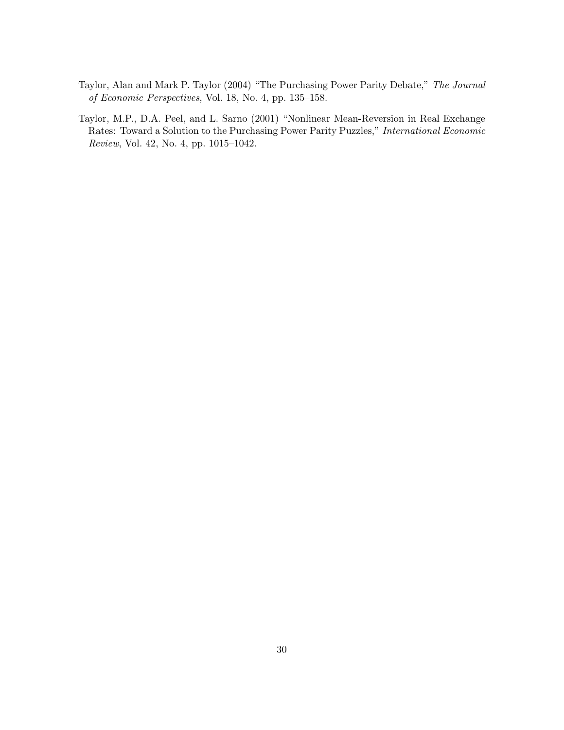Taylor, Alan and Mark P. Taylor (2004) "The Purchasing Power Parity Debate," *The Journal of Economic Perspectives*, Vol. 18, No. 4, pp. 135–158.

Taylor, M.P., D.A. Peel, and L. Sarno (2001) "Nonlinear Mean-Reversion in Real Exchange Rates: Toward a Solution to the Purchasing Power Parity Puzzles," *International Economic Review*, Vol. 42, No. 4, pp. 1015–1042.